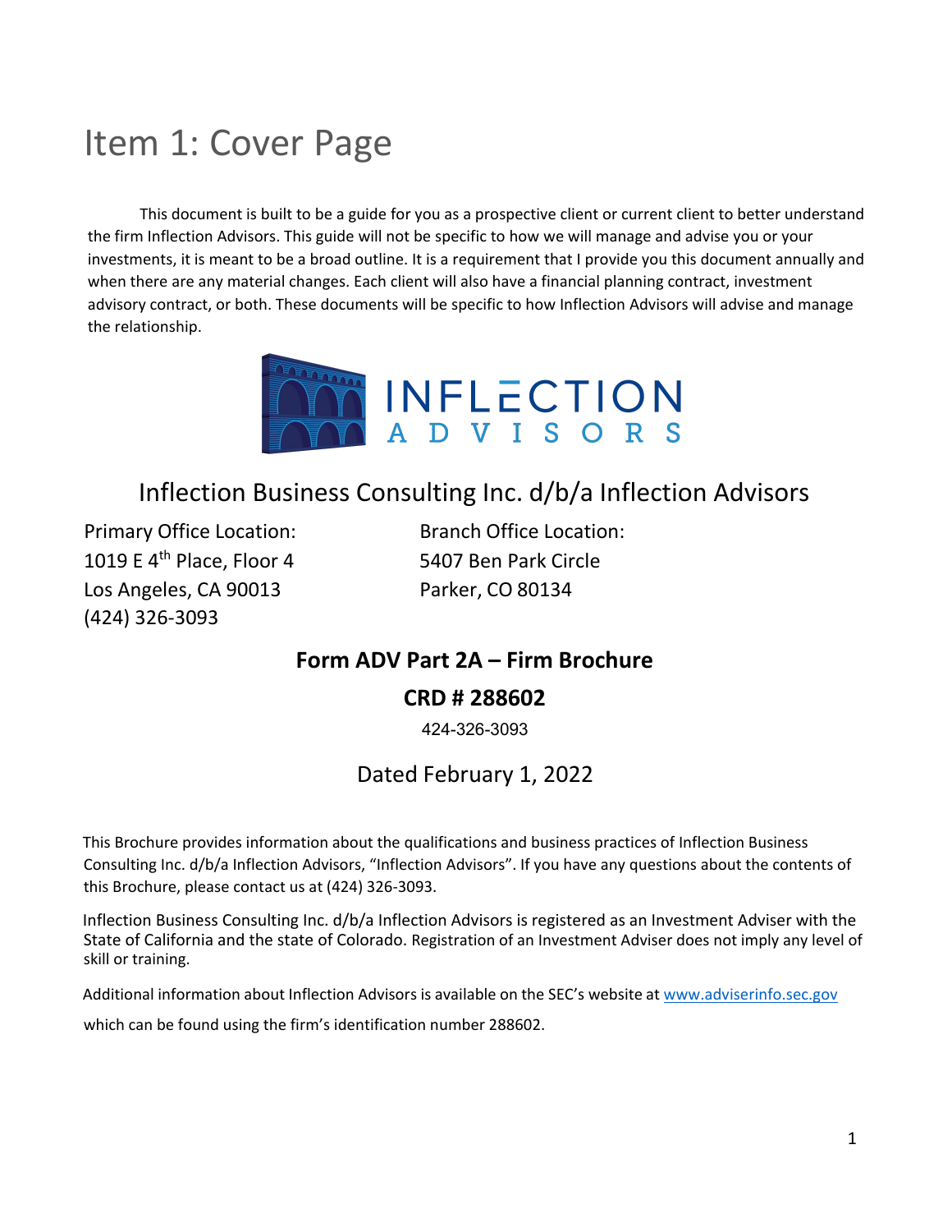# Item 1: Cover Page

This document is built to be a guide for you as a prospective client or current client to better understand the firm Inflection Advisors. This guide will not be specific to how we will manage and advise you or your investments, it is meant to be a broad outline. It is a requirement that I provide you this document annually and when there are any material changes. Each client will also have a financial planning contract, investment advisory contract, or both. These documents will be specific to how Inflection Advisors will advise and manage the relationship.

INFLECTION ADVISORS

## Inflection Business Consulting Inc. d/b/a Inflection Advisors

Primary Office Location:
1019 E 4th Place, Floor 4
Los Angeles, CA 90013
(424) 326-3093

Branch Office Location:
5407 Ben Park Circle
Parker, CO 80134

**Form ADV Part 2A – Firm Brochure**

**CRD # 288602**

424-326-3093

Dated February 1, 2022

This Brochure provides information about the qualifications and business practices of Inflection Business Consulting Inc. d/b/a Inflection Advisors, "Inflection Advisors". If you have any questions about the contents of this Brochure, please contact us at (424) 326-3093.

Inflection Business Consulting Inc. d/b/a Inflection Advisors is registered as an Investment Adviser with the State of California and the state of Colorado. Registration of an Investment Adviser does not imply any level of skill or training.

Additional information about Inflection Advisors is available on the SEC's website at www.adviserinfo.sec.gov which can be found using the firm's identification number 288602.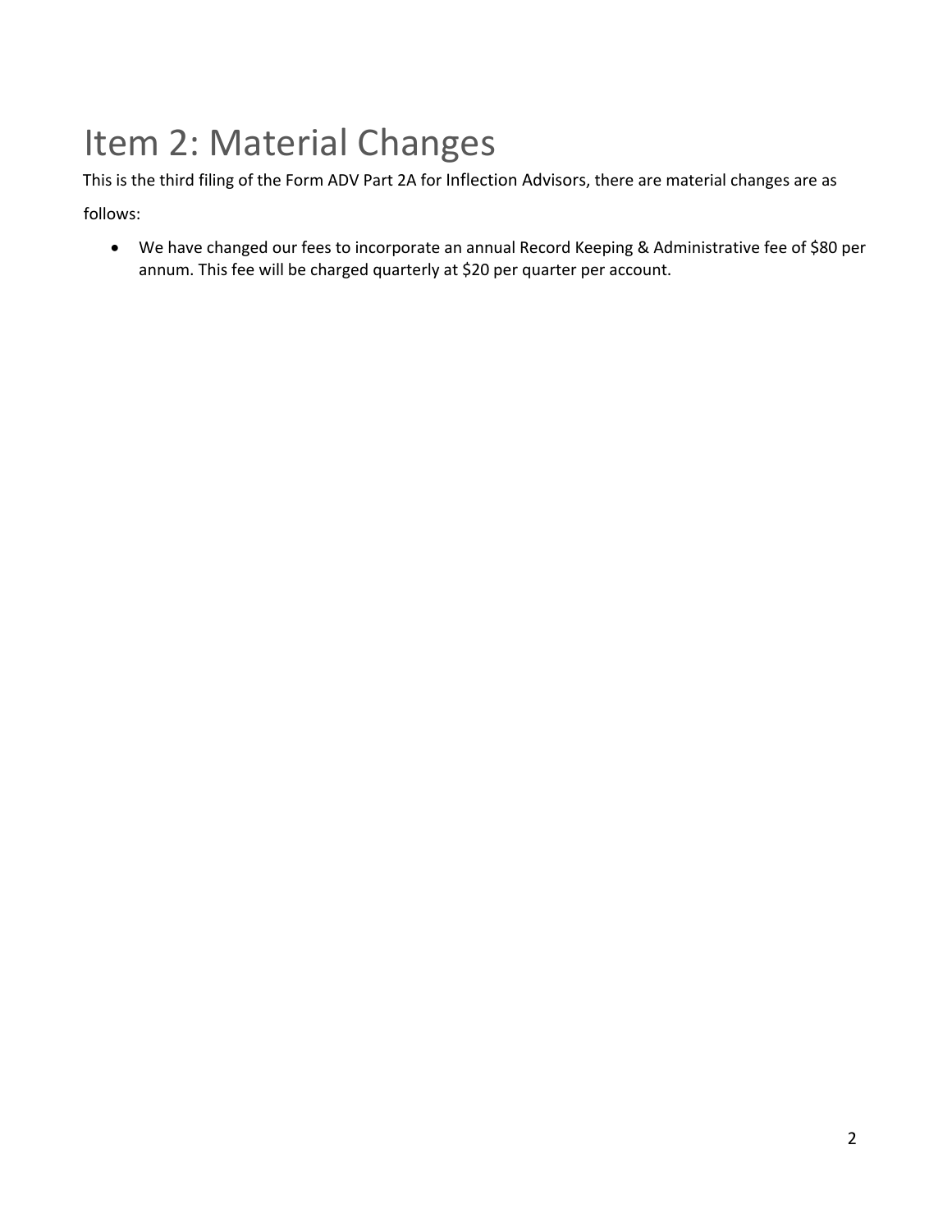# Item 2: Material Changes

This is the third filing of the Form ADV Part 2A for Inflection Advisors, there are material changes are as follows:

- We have changed our fees to incorporate an annual Record Keeping & Administrative fee of $80 per annum. This fee will be charged quarterly at $20 per quarter per account.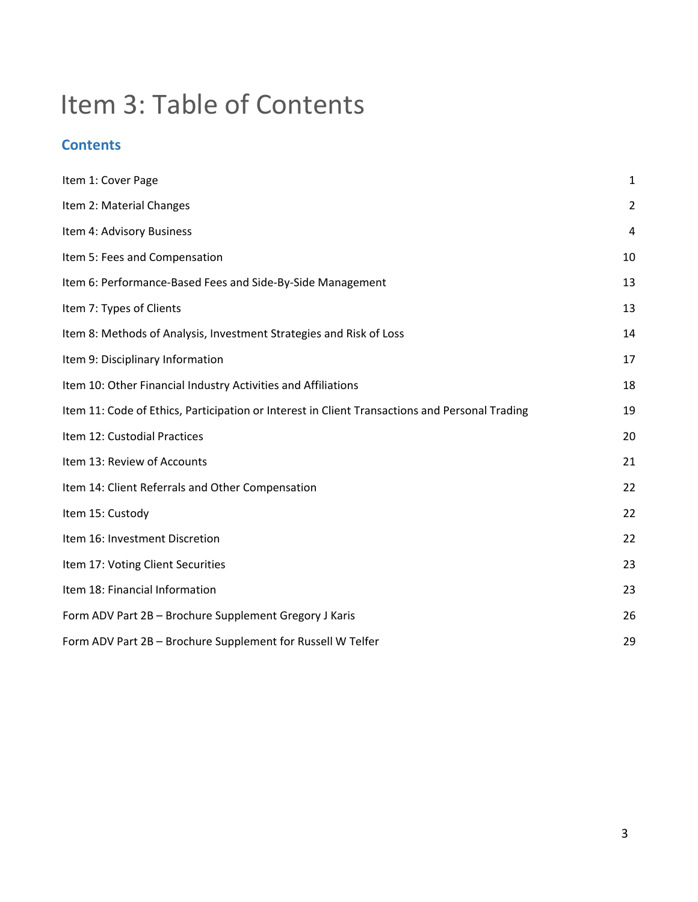# Item 3: Table of Contents

## Contents

| | |
|---|---|
| Item 1: Cover Page | 1 |
| Item 2: Material Changes | 2 |
| Item 4: Advisory Business | 4 |
| Item 5: Fees and Compensation | 10 |
| Item 6: Performance-Based Fees and Side-By-Side Management | 13 |
| Item 7: Types of Clients | 13 |
| Item 8: Methods of Analysis, Investment Strategies and Risk of Loss | 14 |
| Item 9: Disciplinary Information | 17 |
| Item 10: Other Financial Industry Activities and Affiliations | 18 |
| Item 11: Code of Ethics, Participation or Interest in Client Transactions and Personal Trading | 19 |
| Item 12: Custodial Practices | 20 |
| Item 13: Review of Accounts | 21 |
| Item 14: Client Referrals and Other Compensation | 22 |
| Item 15: Custody | 22 |
| Item 16: Investment Discretion | 22 |
| Item 17: Voting Client Securities | 23 |
| Item 18: Financial Information | 23 |
| Form ADV Part 2B – Brochure Supplement Gregory J Karis | 26 |
| Form ADV Part 2B – Brochure Supplement for Russell W Telfer | 29 |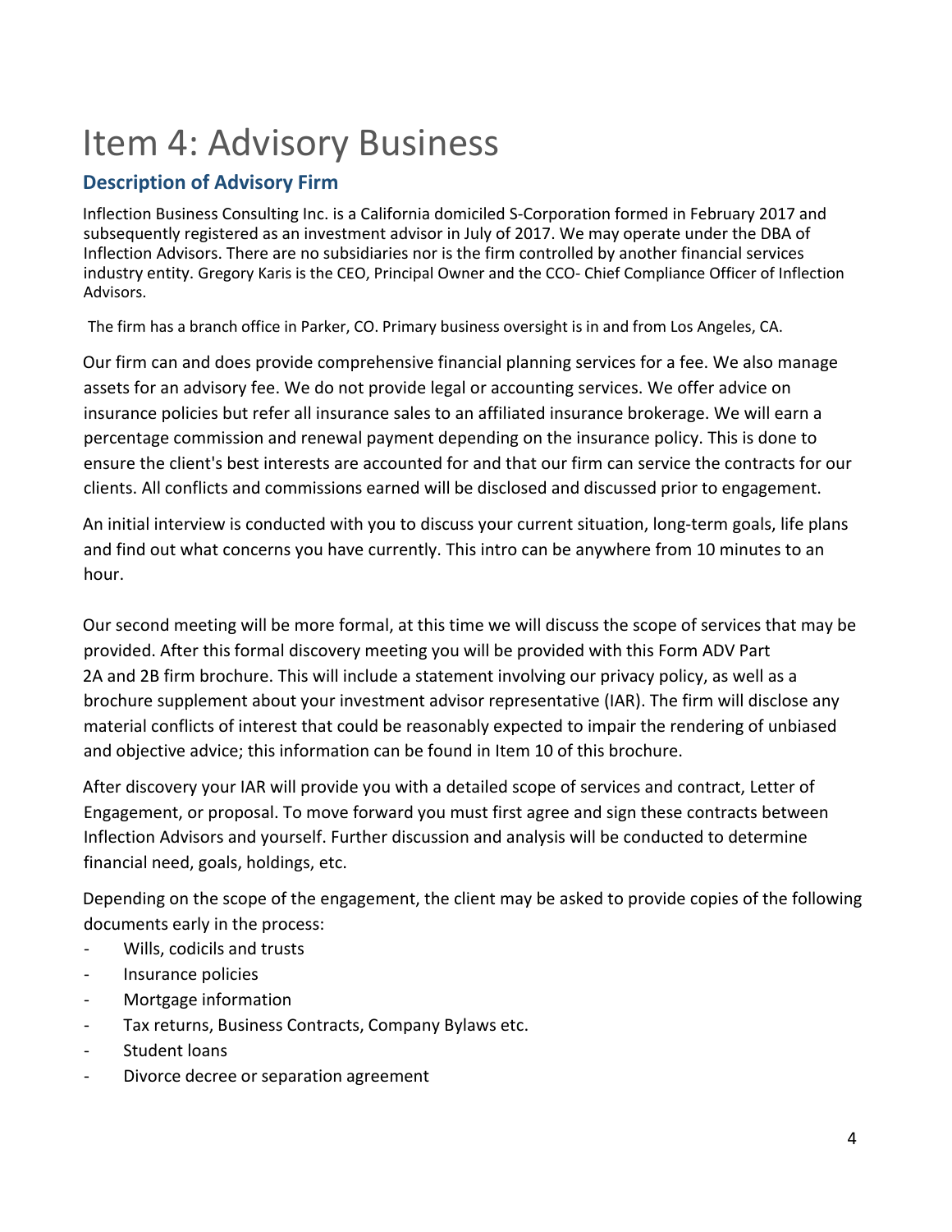# Item 4: Advisory Business

## Description of Advisory Firm

Inflection Business Consulting Inc. is a California domiciled S-Corporation formed in February 2017 and subsequently registered as an investment advisor in July of 2017. We may operate under the DBA of Inflection Advisors. There are no subsidiaries nor is the firm controlled by another financial services industry entity. Gregory Karis is the CEO, Principal Owner and the CCO- Chief Compliance Officer of Inflection Advisors.

The firm has a branch office in Parker, CO. Primary business oversight is in and from Los Angeles, CA.

Our firm can and does provide comprehensive financial planning services for a fee. We also manage assets for an advisory fee. We do not provide legal or accounting services. We offer advice on insurance policies but refer all insurance sales to an affiliated insurance brokerage. We will earn a percentage commission and renewal payment depending on the insurance policy. This is done to ensure the client's best interests are accounted for and that our firm can service the contracts for our clients. All conflicts and commissions earned will be disclosed and discussed prior to engagement.

An initial interview is conducted with you to discuss your current situation, long-term goals, life plans and find out what concerns you have currently. This intro can be anywhere from 10 minutes to an hour.

Our second meeting will be more formal, at this time we will discuss the scope of services that may be provided. After this formal discovery meeting you will be provided with this Form ADV Part 2A and 2B firm brochure. This will include a statement involving our privacy policy, as well as a brochure supplement about your investment advisor representative (IAR). The firm will disclose any material conflicts of interest that could be reasonably expected to impair the rendering of unbiased and objective advice; this information can be found in Item 10 of this brochure.

After discovery your IAR will provide you with a detailed scope of services and contract, Letter of Engagement, or proposal. To move forward you must first agree and sign these contracts between Inflection Advisors and yourself. Further discussion and analysis will be conducted to determine financial need, goals, holdings, etc.

Depending on the scope of the engagement, the client may be asked to provide copies of the following documents early in the process:

- Wills, codicils and trusts
- Insurance policies
- Mortgage information
- Tax returns, Business Contracts, Company Bylaws etc.
- Student loans
- Divorce decree or separation agreement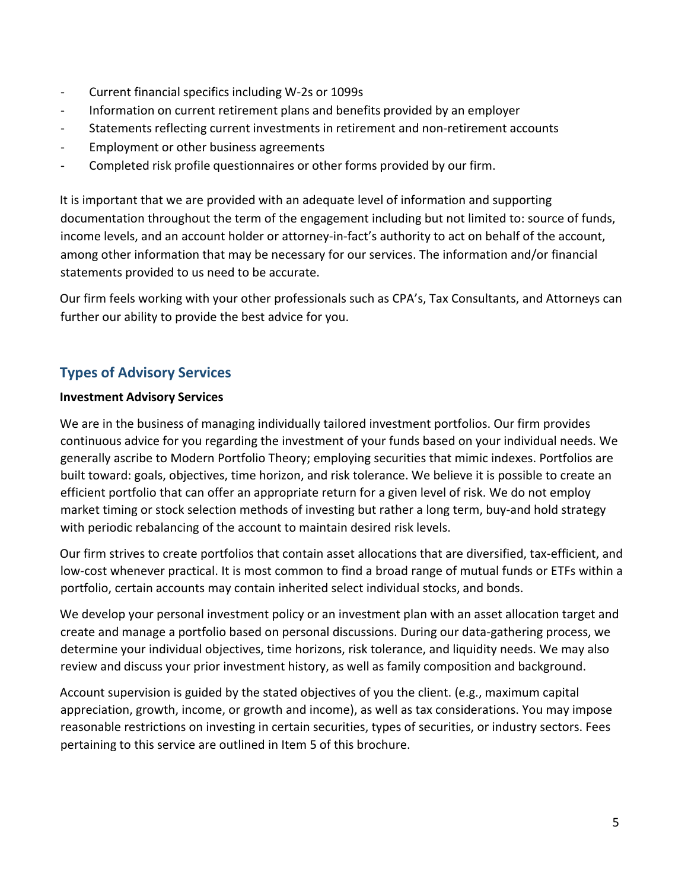- Current financial specifics including W-2s or 1099s
- Information on current retirement plans and benefits provided by an employer
- Statements reflecting current investments in retirement and non-retirement accounts
- Employment or other business agreements
- Completed risk profile questionnaires or other forms provided by our firm.

It is important that we are provided with an adequate level of information and supporting documentation throughout the term of the engagement including but not limited to: source of funds, income levels, and an account holder or attorney-in-fact's authority to act on behalf of the account, among other information that may be necessary for our services. The information and/or financial statements provided to us need to be accurate.

Our firm feels working with your other professionals such as CPA's, Tax Consultants, and Attorneys can further our ability to provide the best advice for you.

## Types of Advisory Services

**Investment Advisory Services**

We are in the business of managing individually tailored investment portfolios. Our firm provides continuous advice for you regarding the investment of your funds based on your individual needs. We generally ascribe to Modern Portfolio Theory; employing securities that mimic indexes. Portfolios are built toward: goals, objectives, time horizon, and risk tolerance. We believe it is possible to create an efficient portfolio that can offer an appropriate return for a given level of risk. We do not employ market timing or stock selection methods of investing but rather a long term, buy-and hold strategy with periodic rebalancing of the account to maintain desired risk levels.

Our firm strives to create portfolios that contain asset allocations that are diversified, tax-efficient, and low-cost whenever practical. It is most common to find a broad range of mutual funds or ETFs within a portfolio, certain accounts may contain inherited select individual stocks, and bonds.

We develop your personal investment policy or an investment plan with an asset allocation target and create and manage a portfolio based on personal discussions. During our data-gathering process, we determine your individual objectives, time horizons, risk tolerance, and liquidity needs. We may also review and discuss your prior investment history, as well as family composition and background.

Account supervision is guided by the stated objectives of you the client. (e.g., maximum capital appreciation, growth, income, or growth and income), as well as tax considerations. You may impose reasonable restrictions on investing in certain securities, types of securities, or industry sectors. Fees pertaining to this service are outlined in Item 5 of this brochure.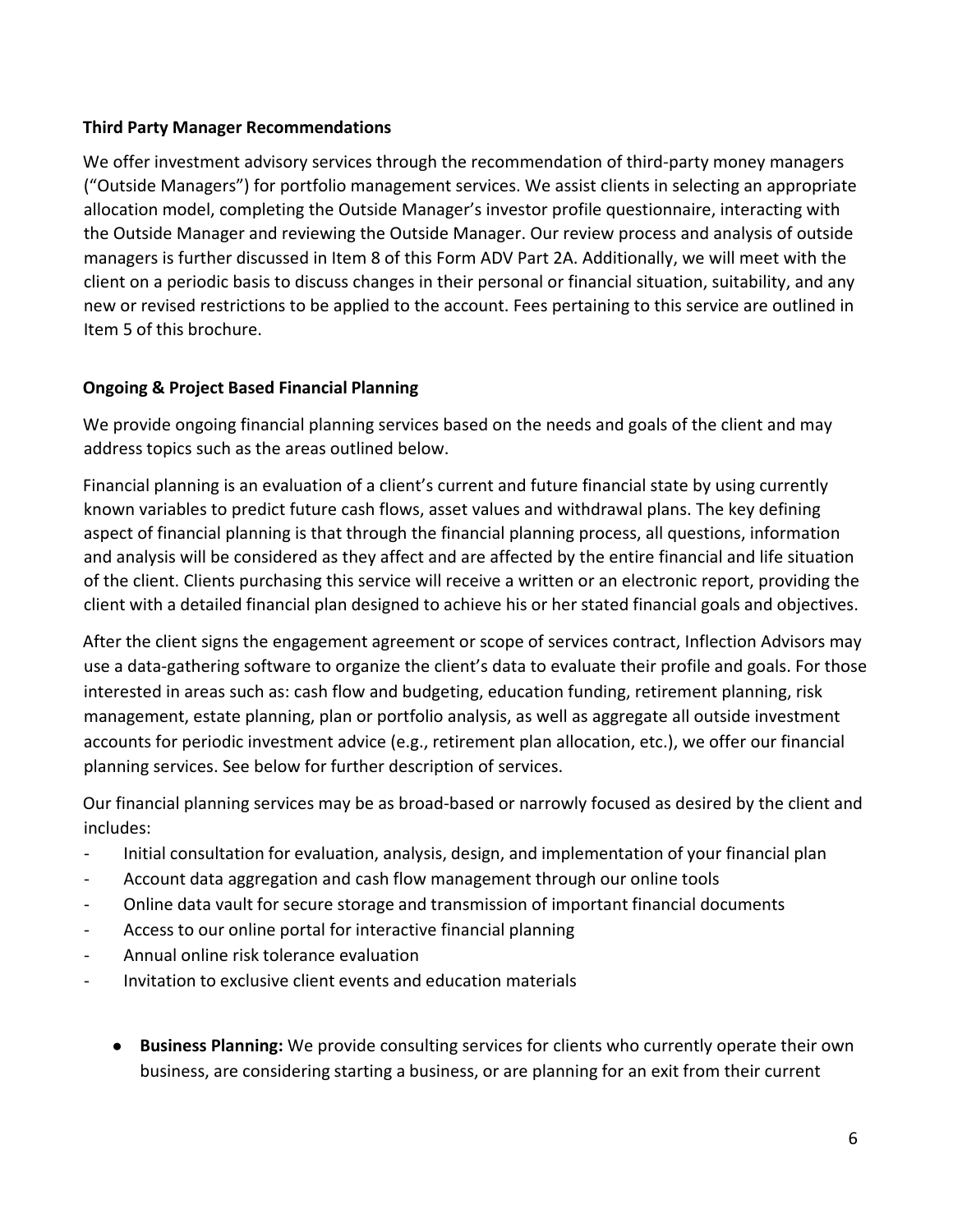### Third Party Manager Recommendations

We offer investment advisory services through the recommendation of third-party money managers ("Outside Managers") for portfolio management services. We assist clients in selecting an appropriate allocation model, completing the Outside Manager's investor profile questionnaire, interacting with the Outside Manager and reviewing the Outside Manager. Our review process and analysis of outside managers is further discussed in Item 8 of this Form ADV Part 2A. Additionally, we will meet with the client on a periodic basis to discuss changes in their personal or financial situation, suitability, and any new or revised restrictions to be applied to the account. Fees pertaining to this service are outlined in Item 5 of this brochure.

### Ongoing & Project Based Financial Planning

We provide ongoing financial planning services based on the needs and goals of the client and may address topics such as the areas outlined below.

Financial planning is an evaluation of a client's current and future financial state by using currently known variables to predict future cash flows, asset values and withdrawal plans. The key defining aspect of financial planning is that through the financial planning process, all questions, information and analysis will be considered as they affect and are affected by the entire financial and life situation of the client. Clients purchasing this service will receive a written or an electronic report, providing the client with a detailed financial plan designed to achieve his or her stated financial goals and objectives.

After the client signs the engagement agreement or scope of services contract, Inflection Advisors may use a data-gathering software to organize the client's data to evaluate their profile and goals. For those interested in areas such as: cash flow and budgeting, education funding, retirement planning, risk management, estate planning, plan or portfolio analysis, as well as aggregate all outside investment accounts for periodic investment advice (e.g., retirement plan allocation, etc.), we offer our financial planning services. See below for further description of services.

Our financial planning services may be as broad-based or narrowly focused as desired by the client and includes:

- Initial consultation for evaluation, analysis, design, and implementation of your financial plan
- Account data aggregation and cash flow management through our online tools
- Online data vault for secure storage and transmission of important financial documents
- Access to our online portal for interactive financial planning
- Annual online risk tolerance evaluation
- Invitation to exclusive client events and education materials

- **Business Planning:** We provide consulting services for clients who currently operate their own business, are considering starting a business, or are planning for an exit from their current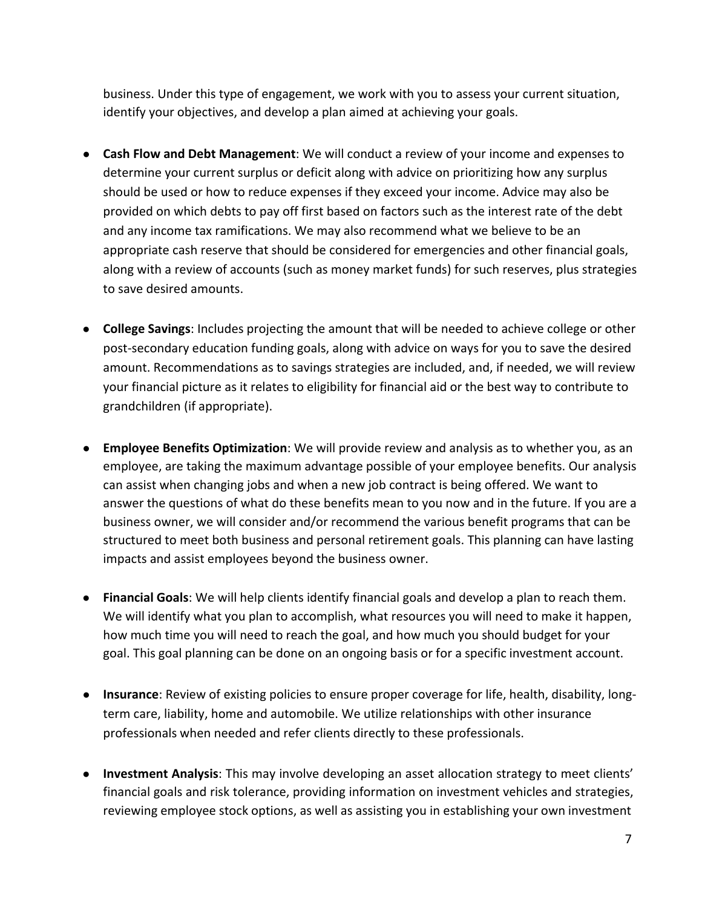business. Under this type of engagement, we work with you to assess your current situation, identify your objectives, and develop a plan aimed at achieving your goals.

- **Cash Flow and Debt Management**: We will conduct a review of your income and expenses to determine your current surplus or deficit along with advice on prioritizing how any surplus should be used or how to reduce expenses if they exceed your income. Advice may also be provided on which debts to pay off first based on factors such as the interest rate of the debt and any income tax ramifications. We may also recommend what we believe to be an appropriate cash reserve that should be considered for emergencies and other financial goals, along with a review of accounts (such as money market funds) for such reserves, plus strategies to save desired amounts.

- **College Savings**: Includes projecting the amount that will be needed to achieve college or other post-secondary education funding goals, along with advice on ways for you to save the desired amount. Recommendations as to savings strategies are included, and, if needed, we will review your financial picture as it relates to eligibility for financial aid or the best way to contribute to grandchildren (if appropriate).

- **Employee Benefits Optimization**: We will provide review and analysis as to whether you, as an employee, are taking the maximum advantage possible of your employee benefits. Our analysis can assist when changing jobs and when a new job contract is being offered. We want to answer the questions of what do these benefits mean to you now and in the future. If you are a business owner, we will consider and/or recommend the various benefit programs that can be structured to meet both business and personal retirement goals. This planning can have lasting impacts and assist employees beyond the business owner.

- **Financial Goals**: We will help clients identify financial goals and develop a plan to reach them. We will identify what you plan to accomplish, what resources you will need to make it happen, how much time you will need to reach the goal, and how much you should budget for your goal. This goal planning can be done on an ongoing basis or for a specific investment account.

- **Insurance**: Review of existing policies to ensure proper coverage for life, health, disability, long-term care, liability, home and automobile. We utilize relationships with other insurance professionals when needed and refer clients directly to these professionals.

- **Investment Analysis**: This may involve developing an asset allocation strategy to meet clients' financial goals and risk tolerance, providing information on investment vehicles and strategies, reviewing employee stock options, as well as assisting you in establishing your own investment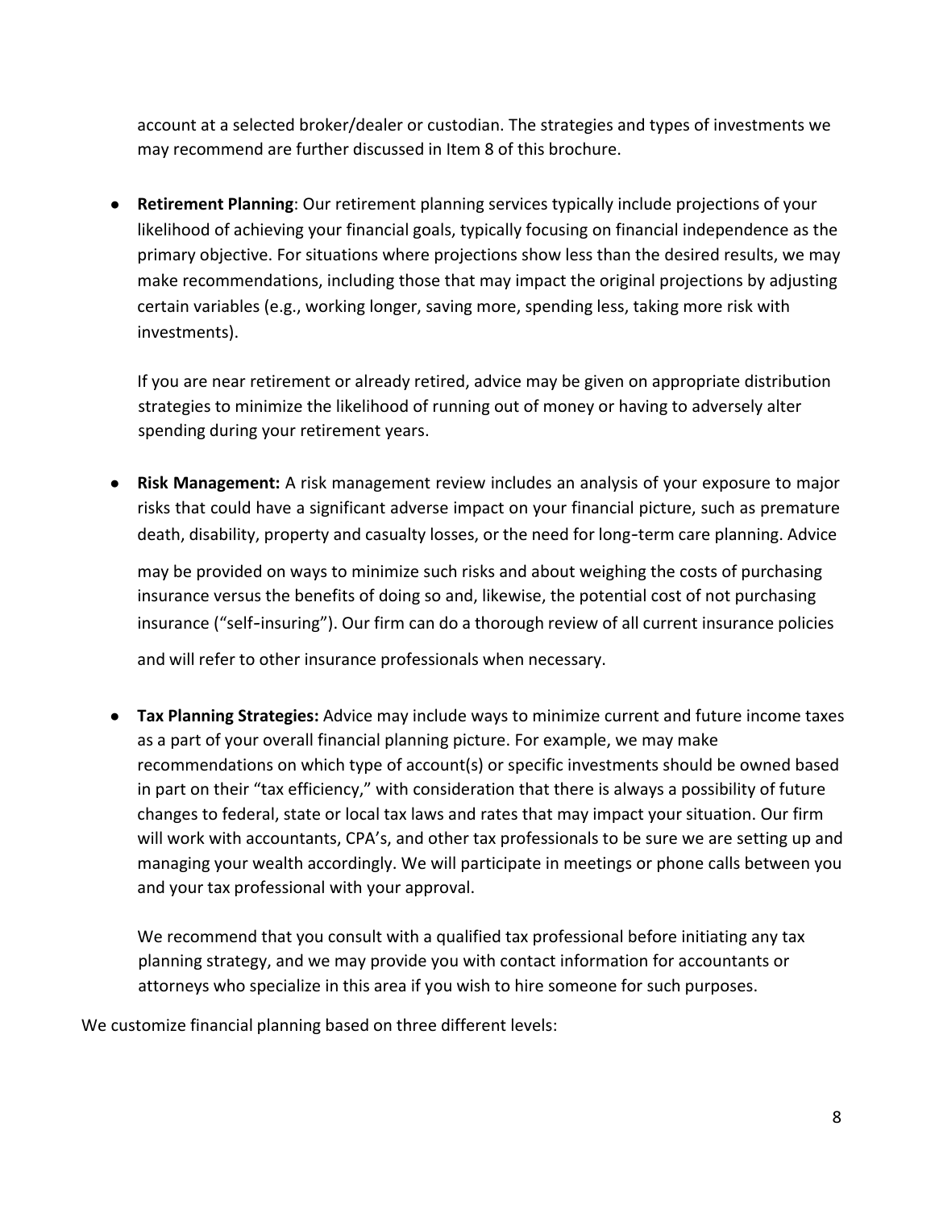account at a selected broker/dealer or custodian. The strategies and types of investments we may recommend are further discussed in Item 8 of this brochure.

- **Retirement Planning**: Our retirement planning services typically include projections of your likelihood of achieving your financial goals, typically focusing on financial independence as the primary objective. For situations where projections show less than the desired results, we may make recommendations, including those that may impact the original projections by adjusting certain variables (e.g., working longer, saving more, spending less, taking more risk with investments).

  If you are near retirement or already retired, advice may be given on appropriate distribution strategies to minimize the likelihood of running out of money or having to adversely alter spending during your retirement years.

- **Risk Management:** A risk management review includes an analysis of your exposure to major risks that could have a significant adverse impact on your financial picture, such as premature death, disability, property and casualty losses, or the need for long-term care planning. Advice may be provided on ways to minimize such risks and about weighing the costs of purchasing insurance versus the benefits of doing so and, likewise, the potential cost of not purchasing insurance ("self-insuring"). Our firm can do a thorough review of all current insurance policies and will refer to other insurance professionals when necessary.

- **Tax Planning Strategies:** Advice may include ways to minimize current and future income taxes as a part of your overall financial planning picture. For example, we may make recommendations on which type of account(s) or specific investments should be owned based in part on their "tax efficiency," with consideration that there is always a possibility of future changes to federal, state or local tax laws and rates that may impact your situation. Our firm will work with accountants, CPA's, and other tax professionals to be sure we are setting up and managing your wealth accordingly. We will participate in meetings or phone calls between you and your tax professional with your approval.

  We recommend that you consult with a qualified tax professional before initiating any tax planning strategy, and we may provide you with contact information for accountants or attorneys who specialize in this area if you wish to hire someone for such purposes.

We customize financial planning based on three different levels: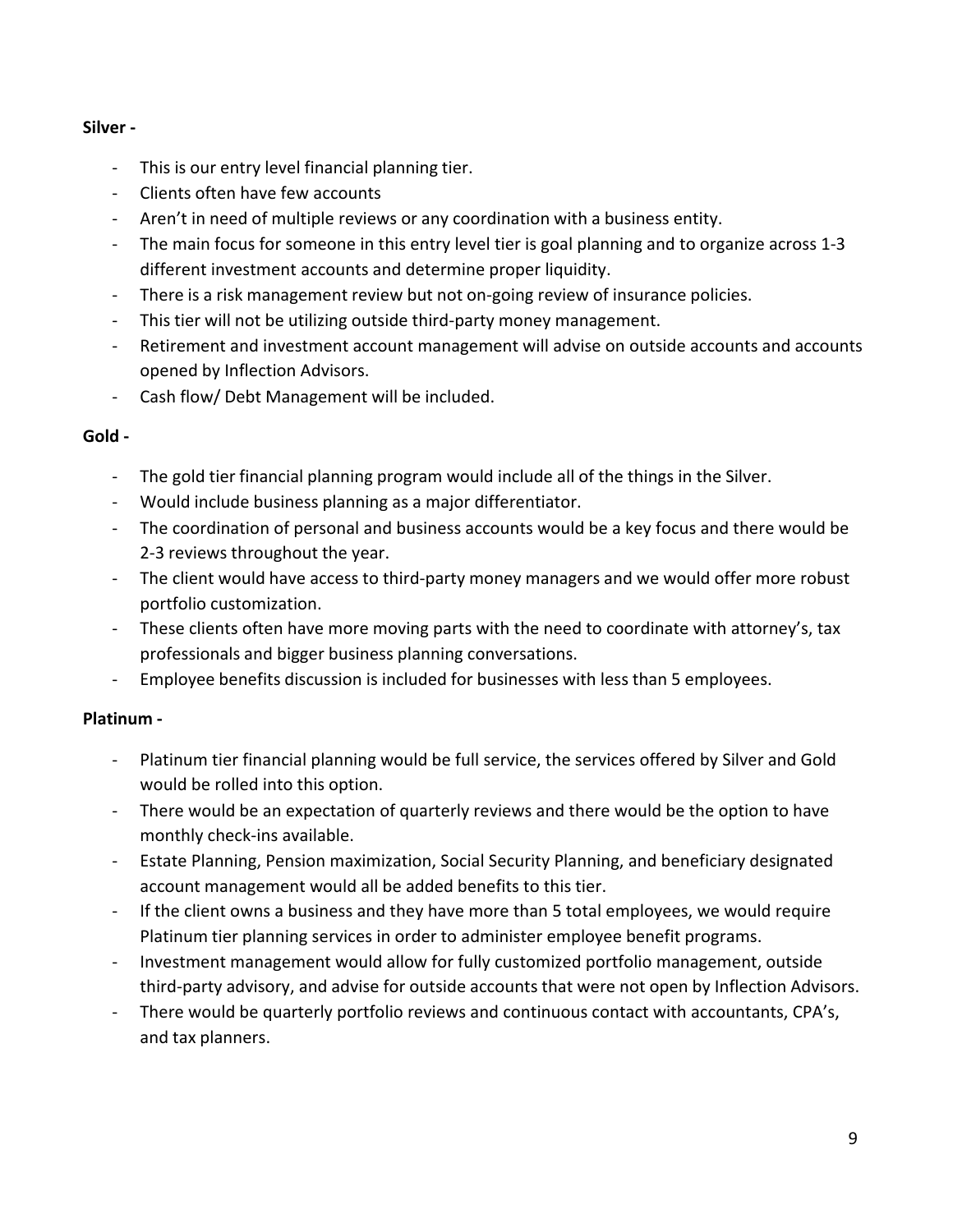**Silver -**

- This is our entry level financial planning tier.
- Clients often have few accounts
- Aren't in need of multiple reviews or any coordination with a business entity.
- The main focus for someone in this entry level tier is goal planning and to organize across 1-3 different investment accounts and determine proper liquidity.
- There is a risk management review but not on-going review of insurance policies.
- This tier will not be utilizing outside third-party money management.
- Retirement and investment account management will advise on outside accounts and accounts opened by Inflection Advisors.
- Cash flow/ Debt Management will be included.

**Gold -**

- The gold tier financial planning program would include all of the things in the Silver.
- Would include business planning as a major differentiator.
- The coordination of personal and business accounts would be a key focus and there would be 2-3 reviews throughout the year.
- The client would have access to third-party money managers and we would offer more robust portfolio customization.
- These clients often have more moving parts with the need to coordinate with attorney's, tax professionals and bigger business planning conversations.
- Employee benefits discussion is included for businesses with less than 5 employees.

**Platinum -**

- Platinum tier financial planning would be full service, the services offered by Silver and Gold would be rolled into this option.
- There would be an expectation of quarterly reviews and there would be the option to have monthly check-ins available.
- Estate Planning, Pension maximization, Social Security Planning, and beneficiary designated account management would all be added benefits to this tier.
- If the client owns a business and they have more than 5 total employees, we would require Platinum tier planning services in order to administer employee benefit programs.
- Investment management would allow for fully customized portfolio management, outside third-party advisory, and advise for outside accounts that were not open by Inflection Advisors.
- There would be quarterly portfolio reviews and continuous contact with accountants, CPA's, and tax planners.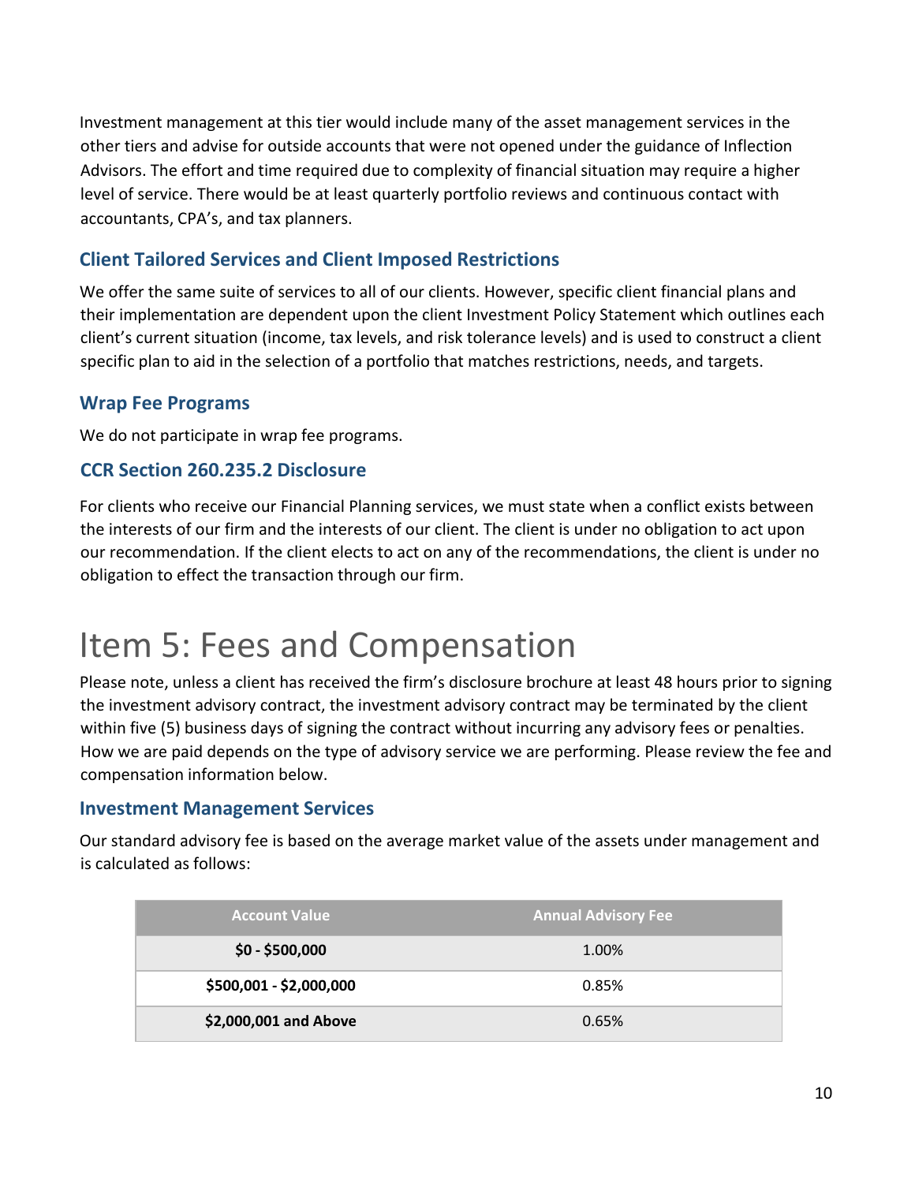Investment management at this tier would include many of the asset management services in the other tiers and advise for outside accounts that were not opened under the guidance of Inflection Advisors. The effort and time required due to complexity of financial situation may require a higher level of service. There would be at least quarterly portfolio reviews and continuous contact with accountants, CPA's, and tax planners.

### Client Tailored Services and Client Imposed Restrictions

We offer the same suite of services to all of our clients. However, specific client financial plans and their implementation are dependent upon the client Investment Policy Statement which outlines each client's current situation (income, tax levels, and risk tolerance levels) and is used to construct a client specific plan to aid in the selection of a portfolio that matches restrictions, needs, and targets.

### Wrap Fee Programs

We do not participate in wrap fee programs.

### CCR Section 260.235.2 Disclosure

For clients who receive our Financial Planning services, we must state when a conflict exists between the interests of our firm and the interests of our client. The client is under no obligation to act upon our recommendation. If the client elects to act on any of the recommendations, the client is under no obligation to effect the transaction through our firm.

# Item 5: Fees and Compensation

Please note, unless a client has received the firm's disclosure brochure at least 48 hours prior to signing the investment advisory contract, the investment advisory contract may be terminated by the client within five (5) business days of signing the contract without incurring any advisory fees or penalties. How we are paid depends on the type of advisory service we are performing. Please review the fee and compensation information below.

### Investment Management Services

Our standard advisory fee is based on the average market value of the assets under management and is calculated as follows:

| Account Value | Annual Advisory Fee |
|---|---|
| **$0 - $500,000** | 1.00% |
| **$500,001 - $2,000,000** | 0.85% |
| **$2,000,001 and Above** | 0.65% |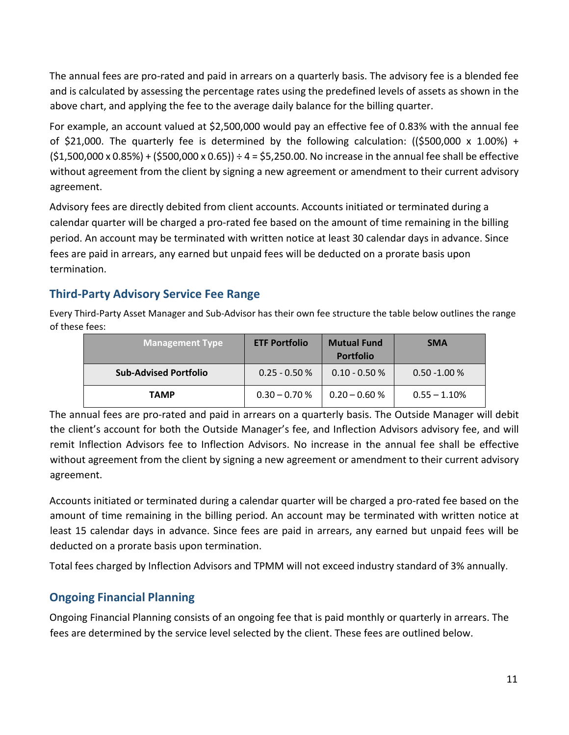The annual fees are pro-rated and paid in arrears on a quarterly basis. The advisory fee is a blended fee and is calculated by assessing the percentage rates using the predefined levels of assets as shown in the above chart, and applying the fee to the average daily balance for the billing quarter.

For example, an account valued at $2,500,000 would pay an effective fee of 0.83% with the annual fee of $21,000. The quarterly fee is determined by the following calculation: (($500,000 x 1.00%) + ($1,500,000 x 0.85%) + ($500,000 x 0.65)) ÷ 4 = $5,250.00. No increase in the annual fee shall be effective without agreement from the client by signing a new agreement or amendment to their current advisory agreement.

Advisory fees are directly debited from client accounts. Accounts initiated or terminated during a calendar quarter will be charged a pro-rated fee based on the amount of time remaining in the billing period. An account may be terminated with written notice at least 30 calendar days in advance. Since fees are paid in arrears, any earned but unpaid fees will be deducted on a prorate basis upon termination.

## Third-Party Advisory Service Fee Range

Every Third-Party Asset Manager and Sub-Advisor has their own fee structure the table below outlines the range of these fees:

| Management Type | ETF Portfolio | Mutual Fund Portfolio | SMA |
|---|---|---|---|
| **Sub-Advised Portfolio** | 0.25 - 0.50 % | 0.10 - 0.50 % | 0.50 -1.00 % |
| **TAMP** | 0.30 – 0.70 % | 0.20 – 0.60 % | 0.55 – 1.10% |

The annual fees are pro-rated and paid in arrears on a quarterly basis. The Outside Manager will debit the client's account for both the Outside Manager's fee, and Inflection Advisors advisory fee, and will remit Inflection Advisors fee to Inflection Advisors. No increase in the annual fee shall be effective without agreement from the client by signing a new agreement or amendment to their current advisory agreement.

Accounts initiated or terminated during a calendar quarter will be charged a pro-rated fee based on the amount of time remaining in the billing period. An account may be terminated with written notice at least 15 calendar days in advance. Since fees are paid in arrears, any earned but unpaid fees will be deducted on a prorate basis upon termination.

Total fees charged by Inflection Advisors and TPMM will not exceed industry standard of 3% annually.

## Ongoing Financial Planning

Ongoing Financial Planning consists of an ongoing fee that is paid monthly or quarterly in arrears. The fees are determined by the service level selected by the client. These fees are outlined below.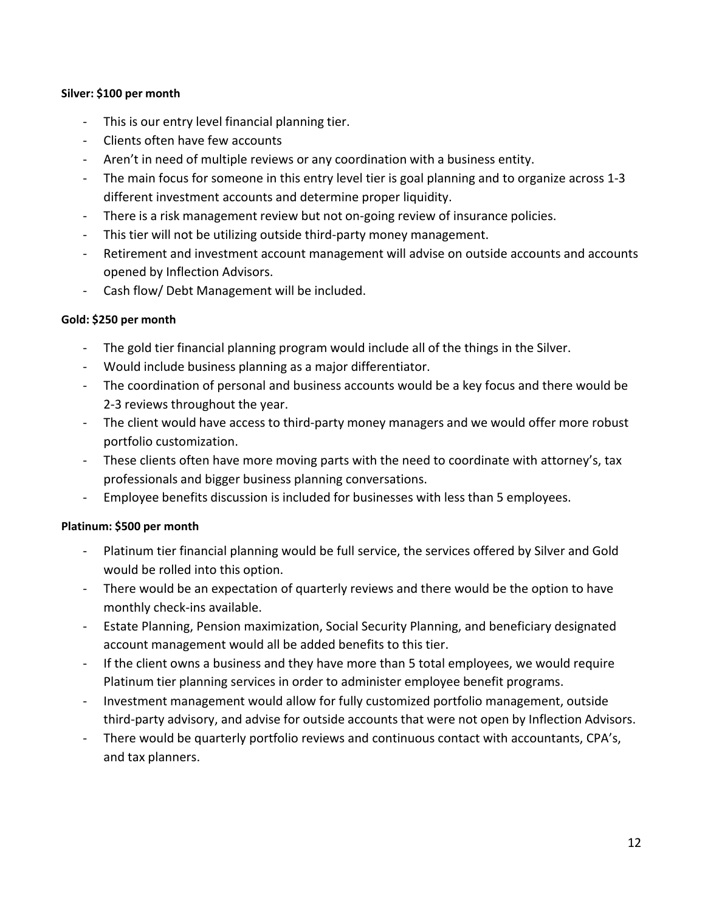**Silver: $100 per month**

- This is our entry level financial planning tier.
- Clients often have few accounts
- Aren't in need of multiple reviews or any coordination with a business entity.
- The main focus for someone in this entry level tier is goal planning and to organize across 1-3 different investment accounts and determine proper liquidity.
- There is a risk management review but not on-going review of insurance policies.
- This tier will not be utilizing outside third-party money management.
- Retirement and investment account management will advise on outside accounts and accounts opened by Inflection Advisors.
- Cash flow/ Debt Management will be included.

**Gold: $250 per month**

- The gold tier financial planning program would include all of the things in the Silver.
- Would include business planning as a major differentiator.
- The coordination of personal and business accounts would be a key focus and there would be 2-3 reviews throughout the year.
- The client would have access to third-party money managers and we would offer more robust portfolio customization.
- These clients often have more moving parts with the need to coordinate with attorney's, tax professionals and bigger business planning conversations.
- Employee benefits discussion is included for businesses with less than 5 employees.

**Platinum: $500 per month**

- Platinum tier financial planning would be full service, the services offered by Silver and Gold would be rolled into this option.
- There would be an expectation of quarterly reviews and there would be the option to have monthly check-ins available.
- Estate Planning, Pension maximization, Social Security Planning, and beneficiary designated account management would all be added benefits to this tier.
- If the client owns a business and they have more than 5 total employees, we would require Platinum tier planning services in order to administer employee benefit programs.
- Investment management would allow for fully customized portfolio management, outside third-party advisory, and advise for outside accounts that were not open by Inflection Advisors.
- There would be quarterly portfolio reviews and continuous contact with accountants, CPA's, and tax planners.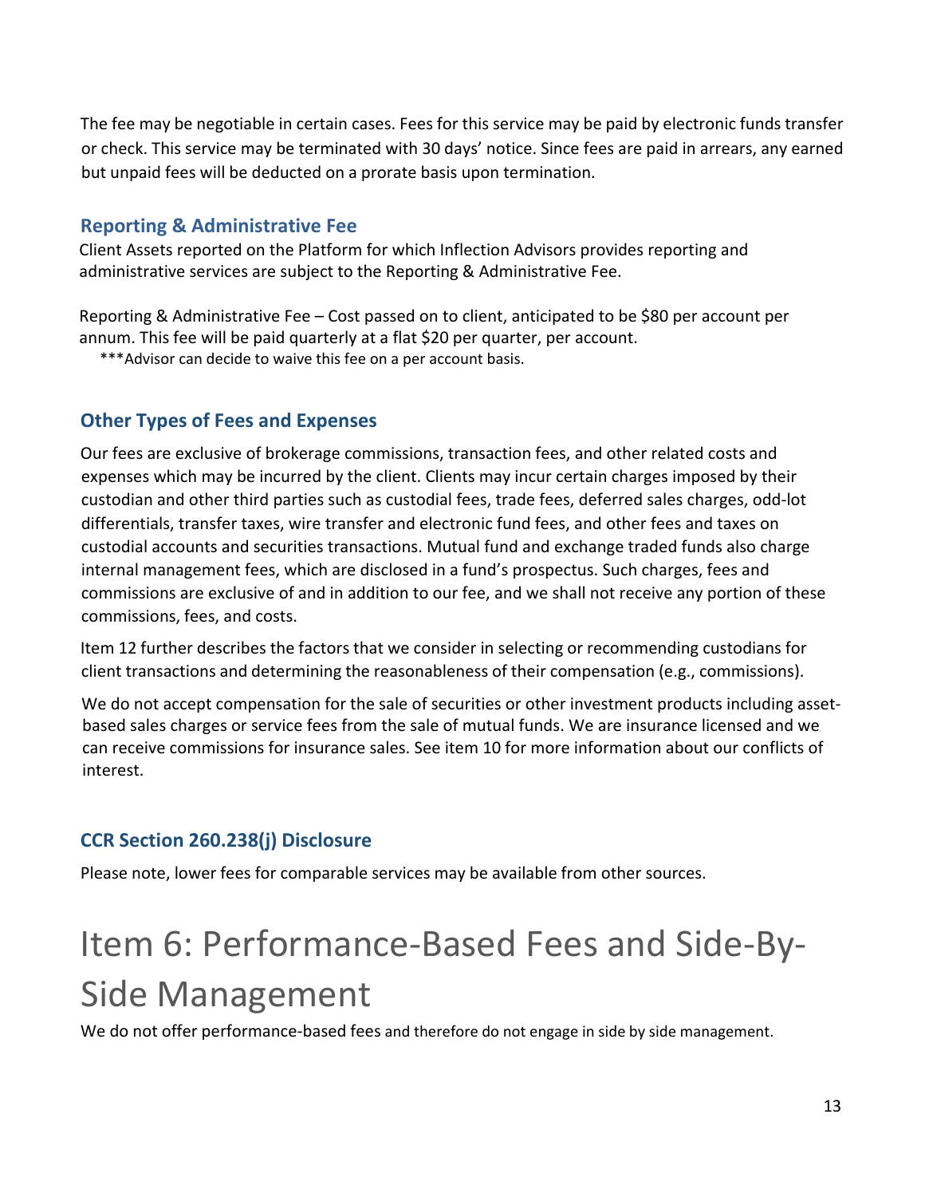The fee may be negotiable in certain cases. Fees for this service may be paid by electronic funds transfer or check. This service may be terminated with 30 days' notice. Since fees are paid in arrears, any earned but unpaid fees will be deducted on a prorate basis upon termination.

### Reporting & Administrative Fee

Client Assets reported on the Platform for which Inflection Advisors provides reporting and administrative services are subject to the Reporting & Administrative Fee.

Reporting & Administrative Fee – Cost passed on to client, anticipated to be $80 per account per annum. This fee will be paid quarterly at a flat $20 per quarter, per account.

***Advisor can decide to waive this fee on a per account basis.

### Other Types of Fees and Expenses

Our fees are exclusive of brokerage commissions, transaction fees, and other related costs and expenses which may be incurred by the client. Clients may incur certain charges imposed by their custodian and other third parties such as custodial fees, trade fees, deferred sales charges, odd-lot differentials, transfer taxes, wire transfer and electronic fund fees, and other fees and taxes on custodial accounts and securities transactions. Mutual fund and exchange traded funds also charge internal management fees, which are disclosed in a fund's prospectus. Such charges, fees and commissions are exclusive of and in addition to our fee, and we shall not receive any portion of these commissions, fees, and costs.

Item 12 further describes the factors that we consider in selecting or recommending custodians for client transactions and determining the reasonableness of their compensation (e.g., commissions).

We do not accept compensation for the sale of securities or other investment products including asset-based sales charges or service fees from the sale of mutual funds. We are insurance licensed and we can receive commissions for insurance sales. See item 10 for more information about our conflicts of interest.

### CCR Section 260.238(j) Disclosure

Please note, lower fees for comparable services may be available from other sources.

# Item 6: Performance-Based Fees and Side-By-Side Management

We do not offer performance-based fees and therefore do not engage in side by side management.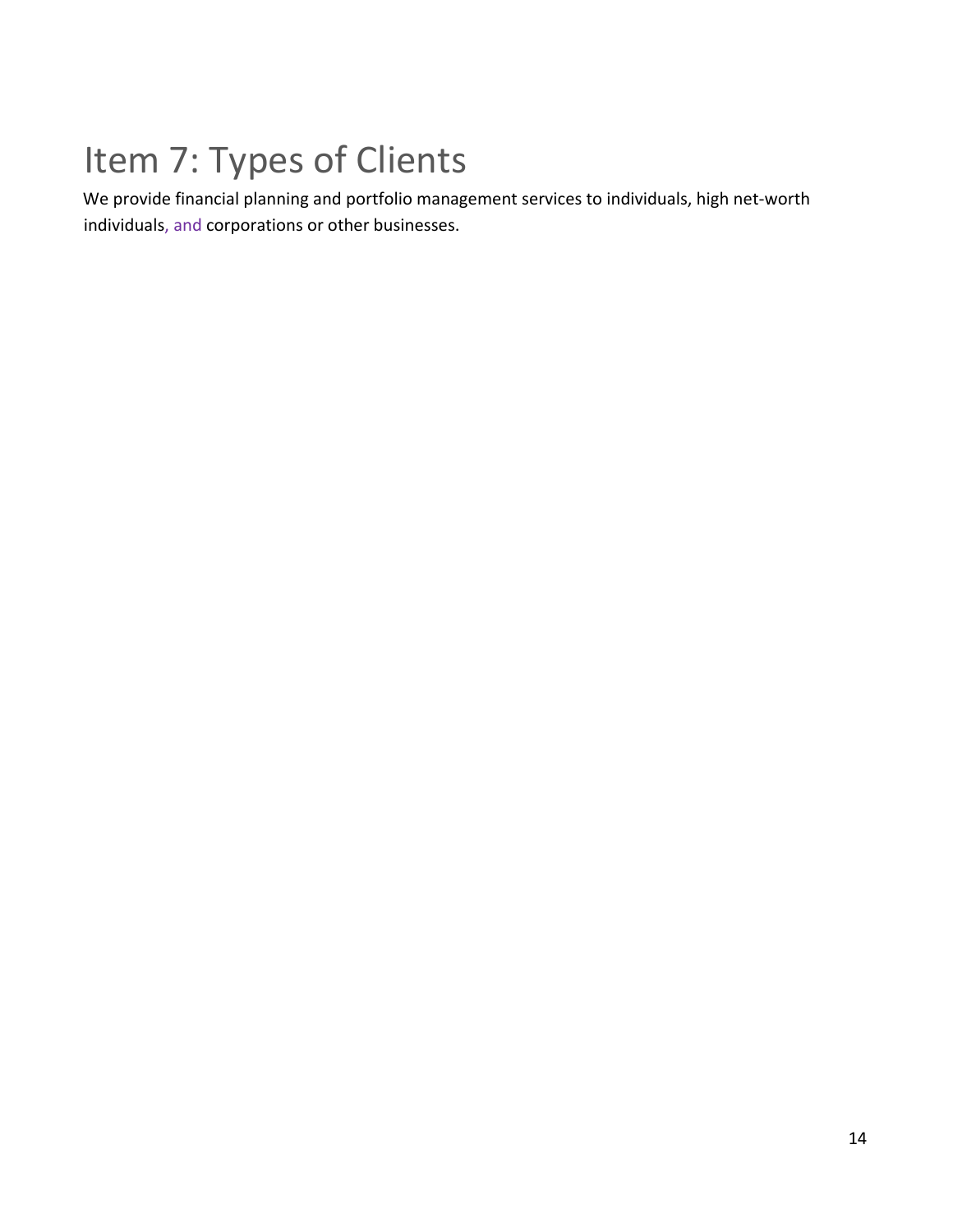# Item 7: Types of Clients

We provide financial planning and portfolio management services to individuals, high net-worth individuals, and corporations or other businesses.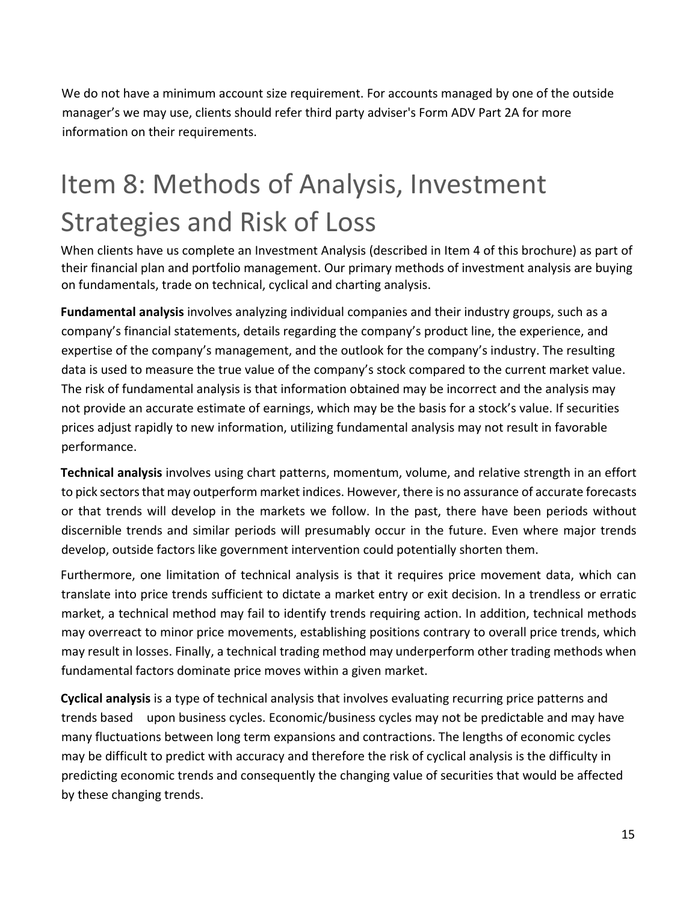We do not have a minimum account size requirement. For accounts managed by one of the outside manager's we may use, clients should refer third party adviser's Form ADV Part 2A for more information on their requirements.

# Item 8: Methods of Analysis, Investment Strategies and Risk of Loss

When clients have us complete an Investment Analysis (described in Item 4 of this brochure) as part of their financial plan and portfolio management. Our primary methods of investment analysis are buying on fundamentals, trade on technical, cyclical and charting analysis.

**Fundamental analysis** involves analyzing individual companies and their industry groups, such as a company's financial statements, details regarding the company's product line, the experience, and expertise of the company's management, and the outlook for the company's industry. The resulting data is used to measure the true value of the company's stock compared to the current market value. The risk of fundamental analysis is that information obtained may be incorrect and the analysis may not provide an accurate estimate of earnings, which may be the basis for a stock's value. If securities prices adjust rapidly to new information, utilizing fundamental analysis may not result in favorable performance.

**Technical analysis** involves using chart patterns, momentum, volume, and relative strength in an effort to pick sectors that may outperform market indices. However, there is no assurance of accurate forecasts or that trends will develop in the markets we follow. In the past, there have been periods without discernible trends and similar periods will presumably occur in the future. Even where major trends develop, outside factors like government intervention could potentially shorten them.

Furthermore, one limitation of technical analysis is that it requires price movement data, which can translate into price trends sufficient to dictate a market entry or exit decision. In a trendless or erratic market, a technical method may fail to identify trends requiring action. In addition, technical methods may overreact to minor price movements, establishing positions contrary to overall price trends, which may result in losses. Finally, a technical trading method may underperform other trading methods when fundamental factors dominate price moves within a given market.

**Cyclical analysis** is a type of technical analysis that involves evaluating recurring price patterns and trends based upon business cycles. Economic/business cycles may not be predictable and may have many fluctuations between long term expansions and contractions. The lengths of economic cycles may be difficult to predict with accuracy and therefore the risk of cyclical analysis is the difficulty in predicting economic trends and consequently the changing value of securities that would be affected by these changing trends.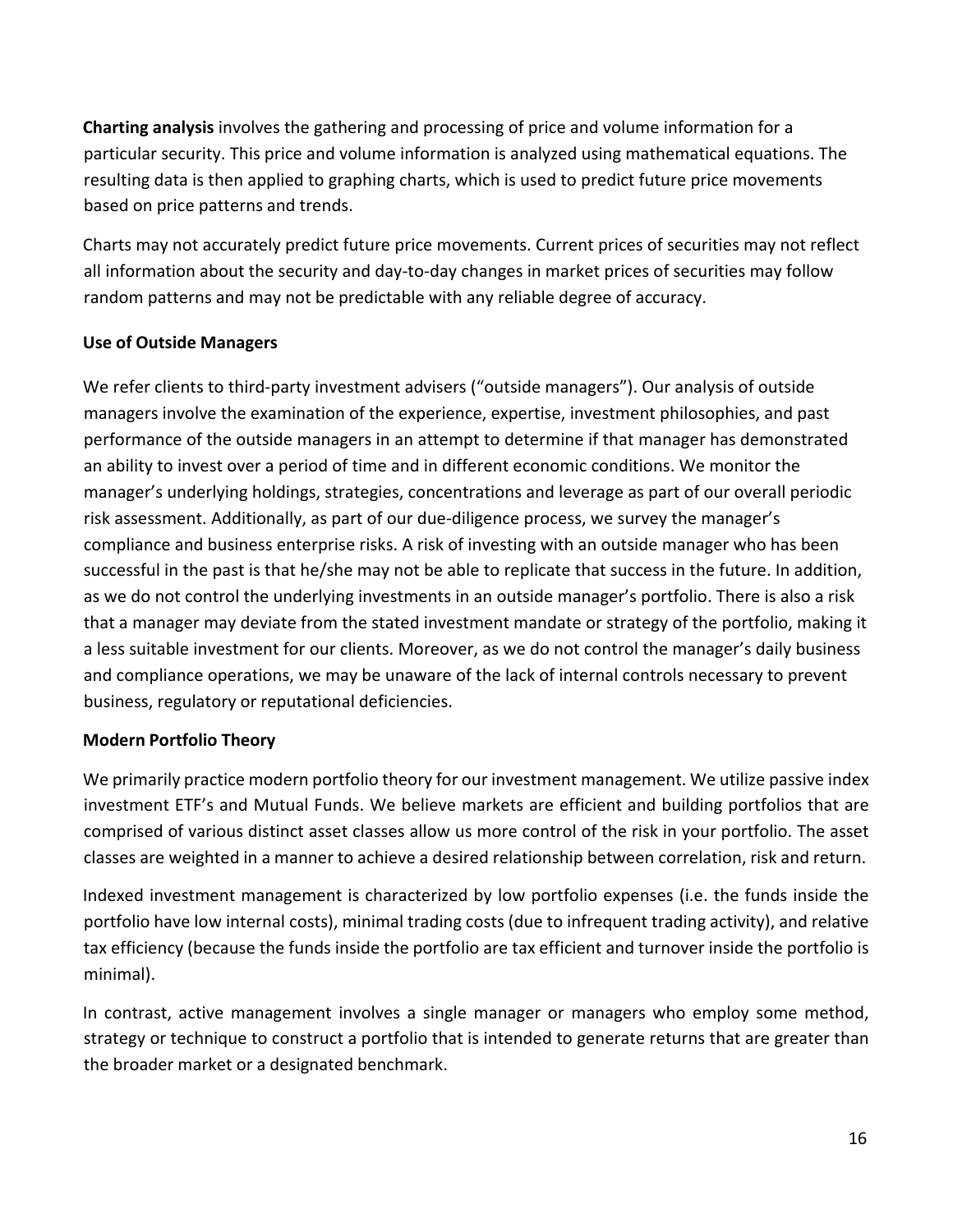**Charting analysis** involves the gathering and processing of price and volume information for a particular security. This price and volume information is analyzed using mathematical equations. The resulting data is then applied to graphing charts, which is used to predict future price movements based on price patterns and trends.

Charts may not accurately predict future price movements. Current prices of securities may not reflect all information about the security and day-to-day changes in market prices of securities may follow random patterns and may not be predictable with any reliable degree of accuracy.

**Use of Outside Managers**

We refer clients to third-party investment advisers ("outside managers"). Our analysis of outside managers involve the examination of the experience, expertise, investment philosophies, and past performance of the outside managers in an attempt to determine if that manager has demonstrated an ability to invest over a period of time and in different economic conditions. We monitor the manager's underlying holdings, strategies, concentrations and leverage as part of our overall periodic risk assessment. Additionally, as part of our due-diligence process, we survey the manager's compliance and business enterprise risks. A risk of investing with an outside manager who has been successful in the past is that he/she may not be able to replicate that success in the future. In addition, as we do not control the underlying investments in an outside manager's portfolio. There is also a risk that a manager may deviate from the stated investment mandate or strategy of the portfolio, making it a less suitable investment for our clients. Moreover, as we do not control the manager's daily business and compliance operations, we may be unaware of the lack of internal controls necessary to prevent business, regulatory or reputational deficiencies.

**Modern Portfolio Theory**

We primarily practice modern portfolio theory for our investment management. We utilize passive index investment ETF's and Mutual Funds. We believe markets are efficient and building portfolios that are comprised of various distinct asset classes allow us more control of the risk in your portfolio. The asset classes are weighted in a manner to achieve a desired relationship between correlation, risk and return.

Indexed investment management is characterized by low portfolio expenses (i.e. the funds inside the portfolio have low internal costs), minimal trading costs (due to infrequent trading activity), and relative tax efficiency (because the funds inside the portfolio are tax efficient and turnover inside the portfolio is minimal).

In contrast, active management involves a single manager or managers who employ some method, strategy or technique to construct a portfolio that is intended to generate returns that are greater than the broader market or a designated benchmark.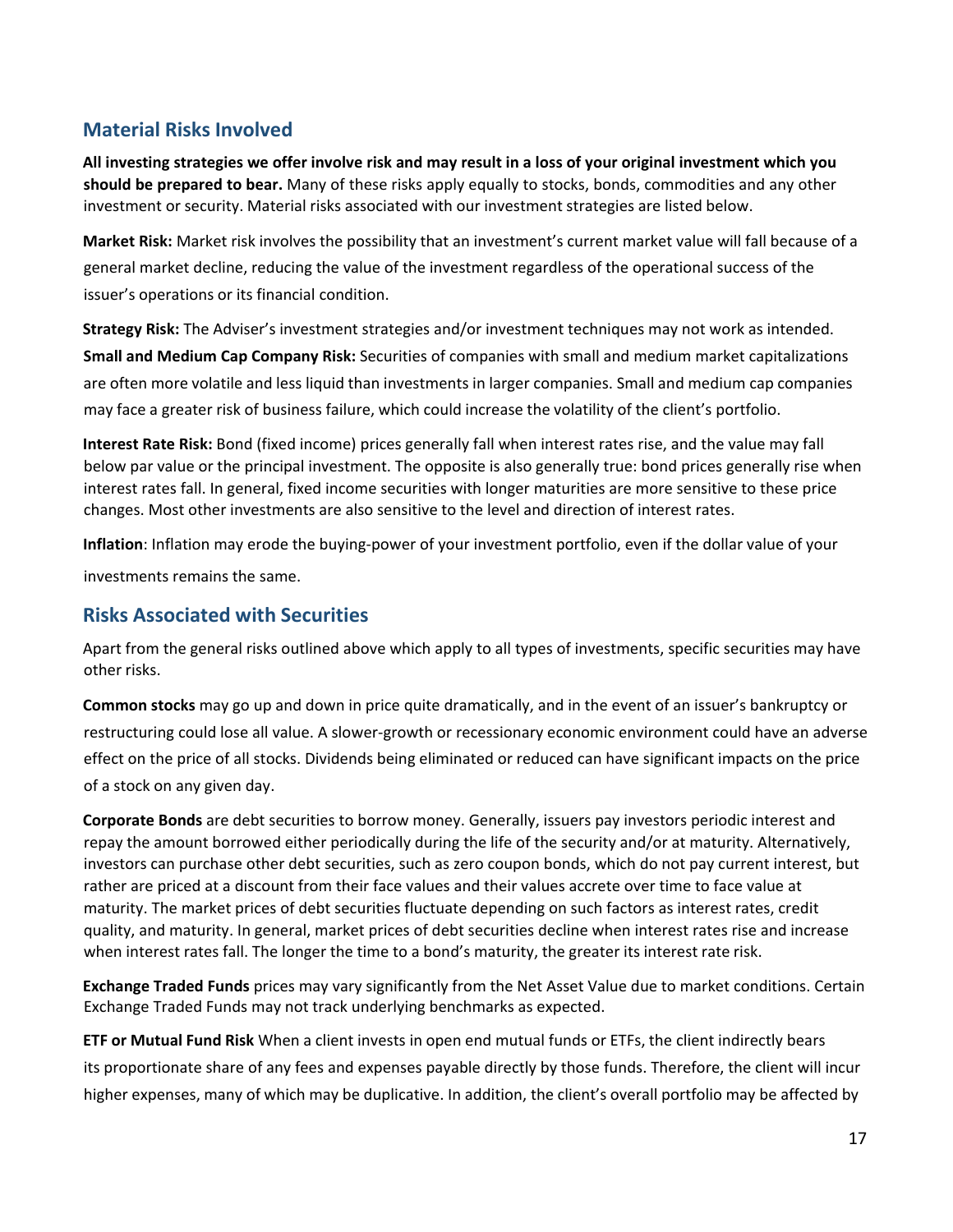## Material Risks Involved

**All investing strategies we offer involve risk and may result in a loss of your original investment which you should be prepared to bear.** Many of these risks apply equally to stocks, bonds, commodities and any other investment or security. Material risks associated with our investment strategies are listed below.

**Market Risk:** Market risk involves the possibility that an investment's current market value will fall because of a general market decline, reducing the value of the investment regardless of the operational success of the issuer's operations or its financial condition.

**Strategy Risk:** The Adviser's investment strategies and/or investment techniques may not work as intended.

**Small and Medium Cap Company Risk:** Securities of companies with small and medium market capitalizations are often more volatile and less liquid than investments in larger companies. Small and medium cap companies may face a greater risk of business failure, which could increase the volatility of the client's portfolio.

**Interest Rate Risk:** Bond (fixed income) prices generally fall when interest rates rise, and the value may fall below par value or the principal investment. The opposite is also generally true: bond prices generally rise when interest rates fall. In general, fixed income securities with longer maturities are more sensitive to these price changes. Most other investments are also sensitive to the level and direction of interest rates.

**Inflation**: Inflation may erode the buying-power of your investment portfolio, even if the dollar value of your investments remains the same.

## Risks Associated with Securities

Apart from the general risks outlined above which apply to all types of investments, specific securities may have other risks.

**Common stocks** may go up and down in price quite dramatically, and in the event of an issuer's bankruptcy or restructuring could lose all value. A slower-growth or recessionary economic environment could have an adverse effect on the price of all stocks. Dividends being eliminated or reduced can have significant impacts on the price of a stock on any given day.

**Corporate Bonds** are debt securities to borrow money. Generally, issuers pay investors periodic interest and repay the amount borrowed either periodically during the life of the security and/or at maturity. Alternatively, investors can purchase other debt securities, such as zero coupon bonds, which do not pay current interest, but rather are priced at a discount from their face values and their values accrete over time to face value at maturity. The market prices of debt securities fluctuate depending on such factors as interest rates, credit quality, and maturity. In general, market prices of debt securities decline when interest rates rise and increase when interest rates fall. The longer the time to a bond's maturity, the greater its interest rate risk.

**Exchange Traded Funds** prices may vary significantly from the Net Asset Value due to market conditions. Certain Exchange Traded Funds may not track underlying benchmarks as expected.

**ETF or Mutual Fund Risk** When a client invests in open end mutual funds or ETFs, the client indirectly bears its proportionate share of any fees and expenses payable directly by those funds. Therefore, the client will incur higher expenses, many of which may be duplicative. In addition, the client's overall portfolio may be affected by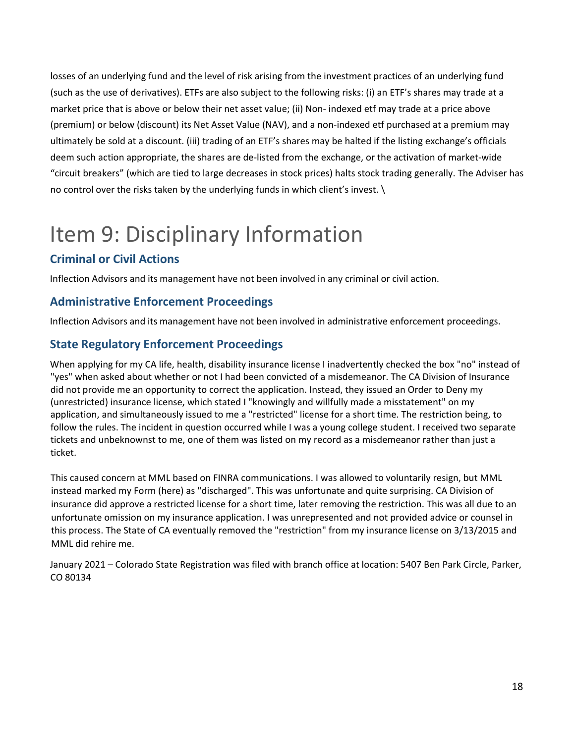losses of an underlying fund and the level of risk arising from the investment practices of an underlying fund (such as the use of derivatives). ETFs are also subject to the following risks: (i) an ETF's shares may trade at a market price that is above or below their net asset value; (ii) Non- indexed etf may trade at a price above (premium) or below (discount) its Net Asset Value (NAV), and a non-indexed etf purchased at a premium may ultimately be sold at a discount. (iii) trading of an ETF's shares may be halted if the listing exchange's officials deem such action appropriate, the shares are de-listed from the exchange, or the activation of market-wide "circuit breakers" (which are tied to large decreases in stock prices) halts stock trading generally. The Adviser has no control over the risks taken by the underlying funds in which client's invest. \

# Item 9: Disciplinary Information

## Criminal or Civil Actions

Inflection Advisors and its management have not been involved in any criminal or civil action.

## Administrative Enforcement Proceedings

Inflection Advisors and its management have not been involved in administrative enforcement proceedings.

## State Regulatory Enforcement Proceedings

When applying for my CA life, health, disability insurance license I inadvertently checked the box "no" instead of "yes" when asked about whether or not I had been convicted of a misdemeanor. The CA Division of Insurance did not provide me an opportunity to correct the application. Instead, they issued an Order to Deny my (unrestricted) insurance license, which stated I "knowingly and willfully made a misstatement" on my application, and simultaneously issued to me a "restricted" license for a short time. The restriction being, to follow the rules. The incident in question occurred while I was a young college student. I received two separate tickets and unbeknownst to me, one of them was listed on my record as a misdemeanor rather than just a ticket.

This caused concern at MML based on FINRA communications. I was allowed to voluntarily resign, but MML instead marked my Form (here) as "discharged". This was unfortunate and quite surprising. CA Division of insurance did approve a restricted license for a short time, later removing the restriction. This was all due to an unfortunate omission on my insurance application. I was unrepresented and not provided advice or counsel in this process. The State of CA eventually removed the "restriction" from my insurance license on 3/13/2015 and MML did rehire me.

January 2021 – Colorado State Registration was filed with branch office at location: 5407 Ben Park Circle, Parker, CO 80134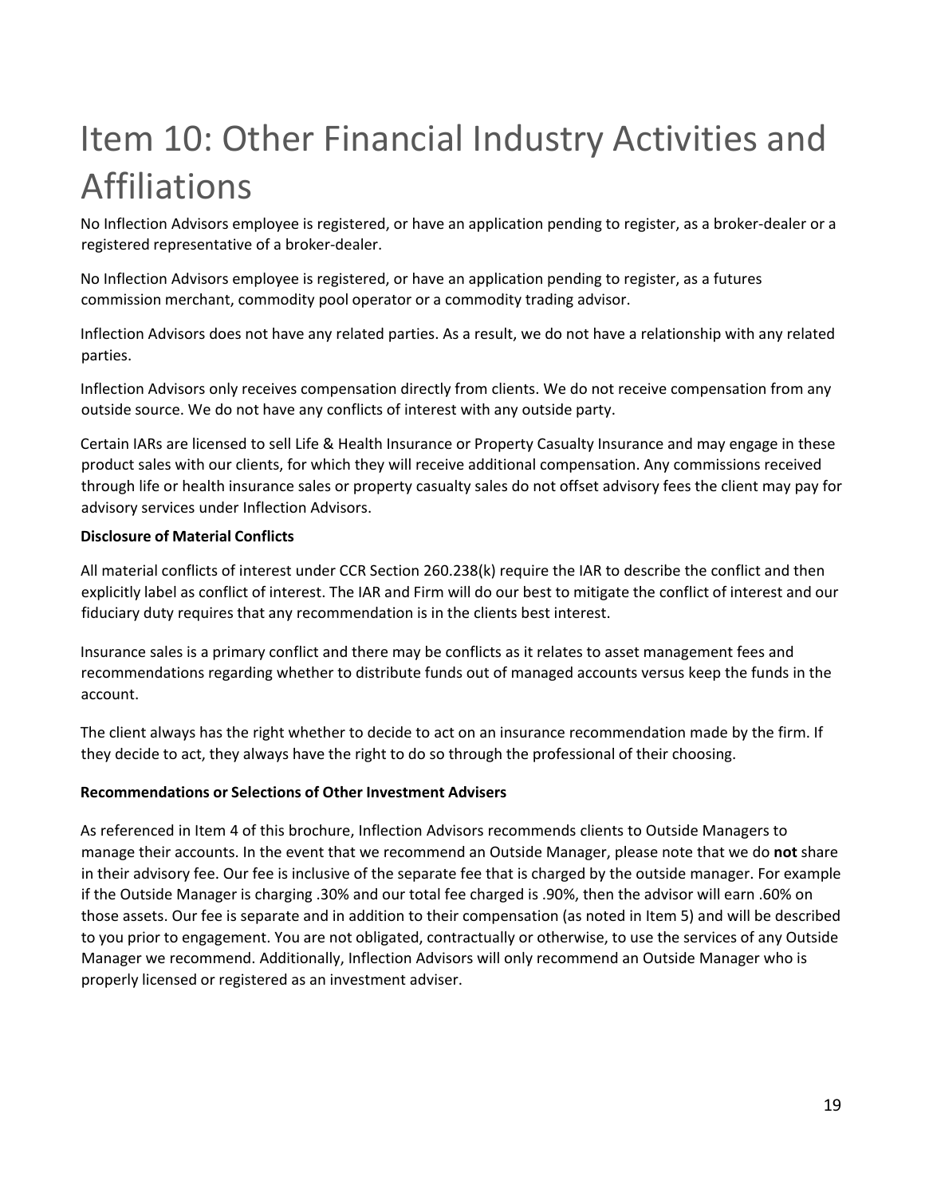# Item 10: Other Financial Industry Activities and Affiliations

No Inflection Advisors employee is registered, or have an application pending to register, as a broker-dealer or a registered representative of a broker-dealer.

No Inflection Advisors employee is registered, or have an application pending to register, as a futures commission merchant, commodity pool operator or a commodity trading advisor.

Inflection Advisors does not have any related parties. As a result, we do not have a relationship with any related parties.

Inflection Advisors only receives compensation directly from clients. We do not receive compensation from any outside source. We do not have any conflicts of interest with any outside party.

Certain IARs are licensed to sell Life & Health Insurance or Property Casualty Insurance and may engage in these product sales with our clients, for which they will receive additional compensation. Any commissions received through life or health insurance sales or property casualty sales do not offset advisory fees the client may pay for advisory services under Inflection Advisors.

**Disclosure of Material Conflicts**

All material conflicts of interest under CCR Section 260.238(k) require the IAR to describe the conflict and then explicitly label as conflict of interest. The IAR and Firm will do our best to mitigate the conflict of interest and our fiduciary duty requires that any recommendation is in the clients best interest.

Insurance sales is a primary conflict and there may be conflicts as it relates to asset management fees and recommendations regarding whether to distribute funds out of managed accounts versus keep the funds in the account.

The client always has the right whether to decide to act on an insurance recommendation made by the firm. If they decide to act, they always have the right to do so through the professional of their choosing.

**Recommendations or Selections of Other Investment Advisers**

As referenced in Item 4 of this brochure, Inflection Advisors recommends clients to Outside Managers to manage their accounts. In the event that we recommend an Outside Manager, please note that we do **not** share in their advisory fee. Our fee is inclusive of the separate fee that is charged by the outside manager. For example if the Outside Manager is charging .30% and our total fee charged is .90%, then the advisor will earn .60% on those assets. Our fee is separate and in addition to their compensation (as noted in Item 5) and will be described to you prior to engagement. You are not obligated, contractually or otherwise, to use the services of any Outside Manager we recommend. Additionally, Inflection Advisors will only recommend an Outside Manager who is properly licensed or registered as an investment adviser.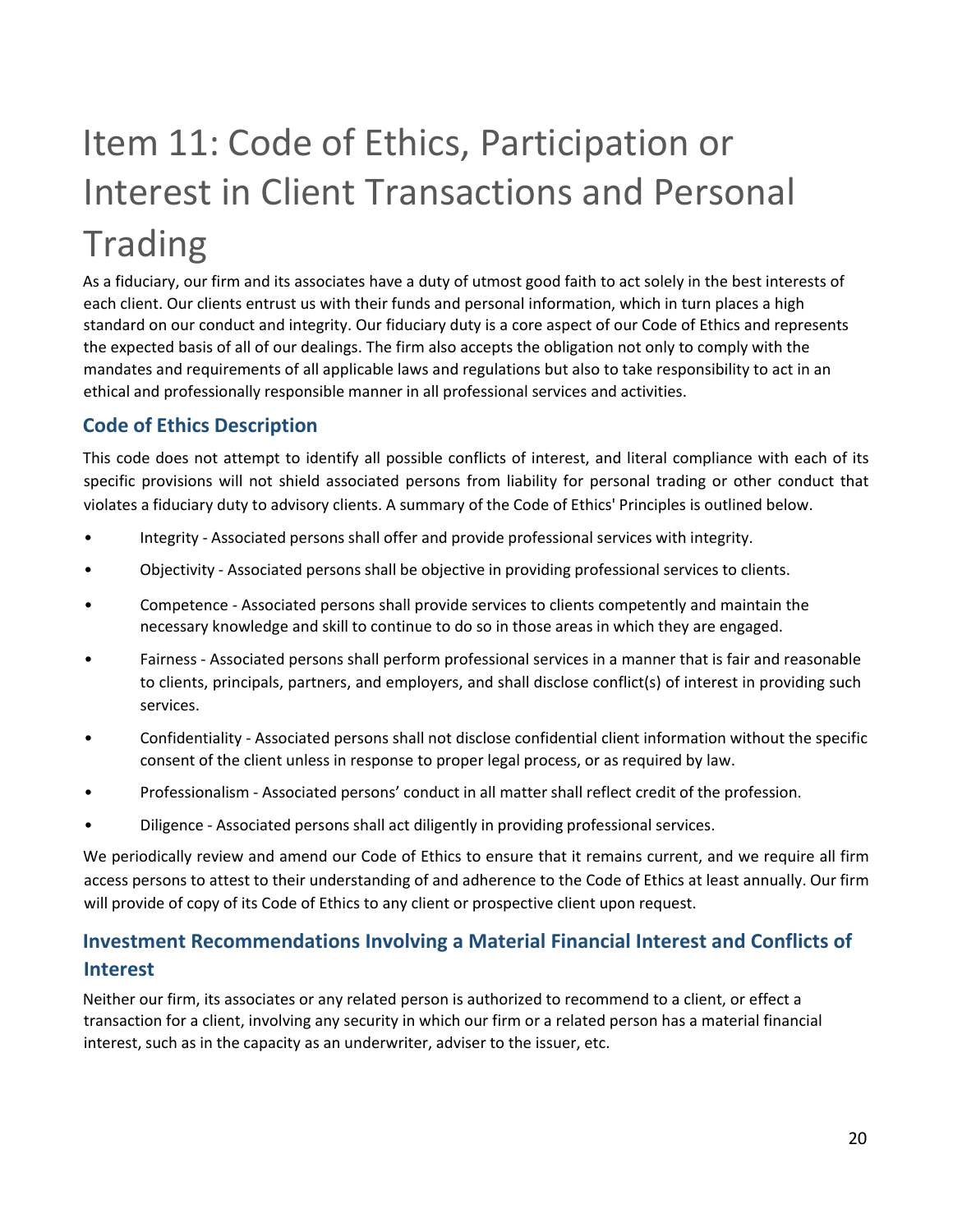# Item 11: Code of Ethics, Participation or Interest in Client Transactions and Personal Trading

As a fiduciary, our firm and its associates have a duty of utmost good faith to act solely in the best interests of each client. Our clients entrust us with their funds and personal information, which in turn places a high standard on our conduct and integrity. Our fiduciary duty is a core aspect of our Code of Ethics and represents the expected basis of all of our dealings. The firm also accepts the obligation not only to comply with the mandates and requirements of all applicable laws and regulations but also to take responsibility to act in an ethical and professionally responsible manner in all professional services and activities.

## Code of Ethics Description

This code does not attempt to identify all possible conflicts of interest, and literal compliance with each of its specific provisions will not shield associated persons from liability for personal trading or other conduct that violates a fiduciary duty to advisory clients. A summary of the Code of Ethics' Principles is outlined below.

- Integrity - Associated persons shall offer and provide professional services with integrity.
- Objectivity - Associated persons shall be objective in providing professional services to clients.
- Competence - Associated persons shall provide services to clients competently and maintain the necessary knowledge and skill to continue to do so in those areas in which they are engaged.
- Fairness - Associated persons shall perform professional services in a manner that is fair and reasonable to clients, principals, partners, and employers, and shall disclose conflict(s) of interest in providing such services.
- Confidentiality - Associated persons shall not disclose confidential client information without the specific consent of the client unless in response to proper legal process, or as required by law.
- Professionalism - Associated persons' conduct in all matter shall reflect credit of the profession.
- Diligence - Associated persons shall act diligently in providing professional services.

We periodically review and amend our Code of Ethics to ensure that it remains current, and we require all firm access persons to attest to their understanding of and adherence to the Code of Ethics at least annually. Our firm will provide of copy of its Code of Ethics to any client or prospective client upon request.

## Investment Recommendations Involving a Material Financial Interest and Conflicts of Interest

Neither our firm, its associates or any related person is authorized to recommend to a client, or effect a transaction for a client, involving any security in which our firm or a related person has a material financial interest, such as in the capacity as an underwriter, adviser to the issuer, etc.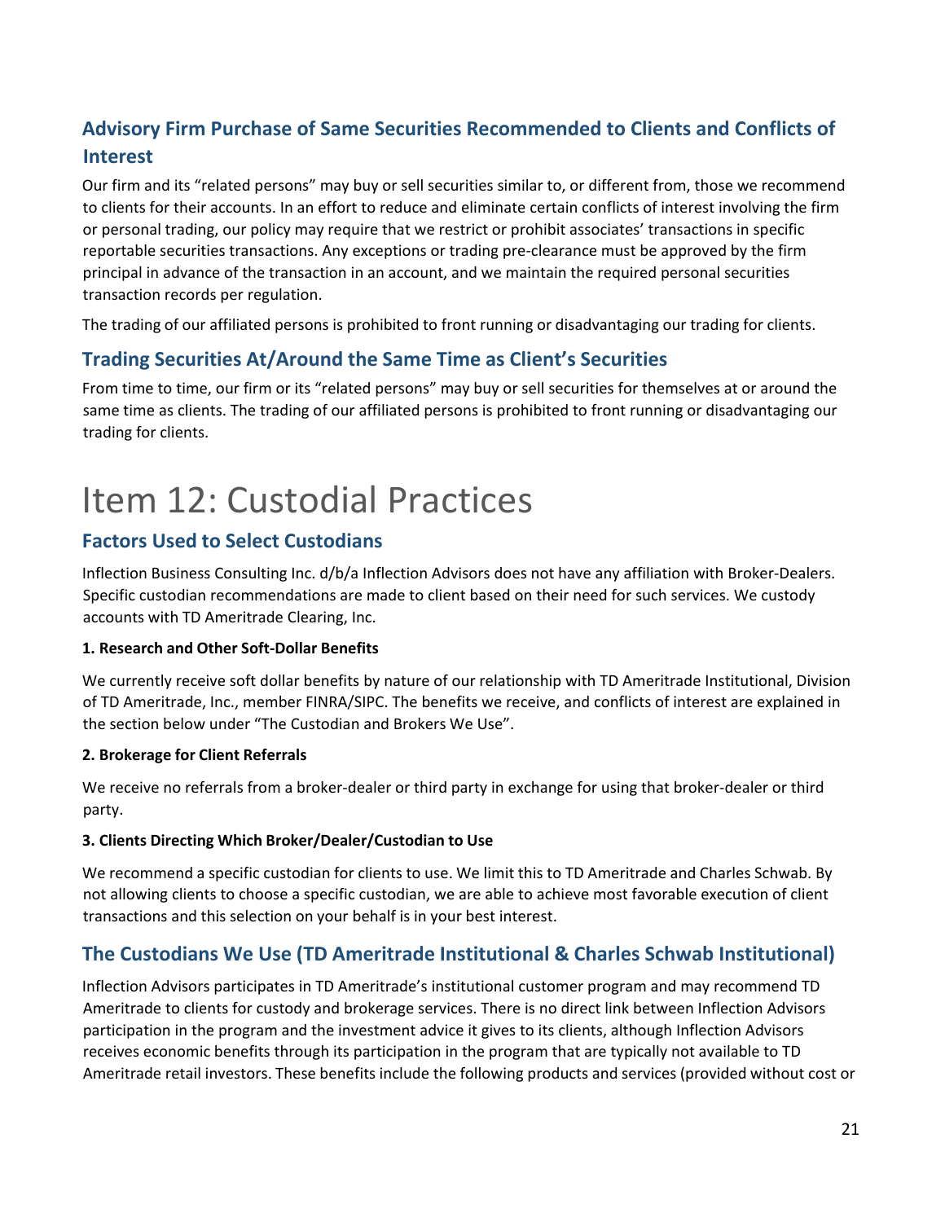## Advisory Firm Purchase of Same Securities Recommended to Clients and Conflicts of Interest

Our firm and its "related persons" may buy or sell securities similar to, or different from, those we recommend to clients for their accounts. In an effort to reduce and eliminate certain conflicts of interest involving the firm or personal trading, our policy may require that we restrict or prohibit associates' transactions in specific reportable securities transactions. Any exceptions or trading pre-clearance must be approved by the firm principal in advance of the transaction in an account, and we maintain the required personal securities transaction records per regulation.

The trading of our affiliated persons is prohibited to front running or disadvantaging our trading for clients.

## Trading Securities At/Around the Same Time as Client's Securities

From time to time, our firm or its "related persons" may buy or sell securities for themselves at or around the same time as clients. The trading of our affiliated persons is prohibited to front running or disadvantaging our trading for clients.

# Item 12: Custodial Practices

## Factors Used to Select Custodians

Inflection Business Consulting Inc. d/b/a Inflection Advisors does not have any affiliation with Broker-Dealers. Specific custodian recommendations are made to client based on their need for such services. We custody accounts with TD Ameritrade Clearing, Inc.

**1. Research and Other Soft-Dollar Benefits**

We currently receive soft dollar benefits by nature of our relationship with TD Ameritrade Institutional, Division of TD Ameritrade, Inc., member FINRA/SIPC. The benefits we receive, and conflicts of interest are explained in the section below under "The Custodian and Brokers We Use".

**2. Brokerage for Client Referrals**

We receive no referrals from a broker-dealer or third party in exchange for using that broker-dealer or third party.

**3. Clients Directing Which Broker/Dealer/Custodian to Use**

We recommend a specific custodian for clients to use. We limit this to TD Ameritrade and Charles Schwab. By not allowing clients to choose a specific custodian, we are able to achieve most favorable execution of client transactions and this selection on your behalf is in your best interest.

## The Custodians We Use (TD Ameritrade Institutional & Charles Schwab Institutional)

Inflection Advisors participates in TD Ameritrade's institutional customer program and may recommend TD Ameritrade to clients for custody and brokerage services. There is no direct link between Inflection Advisors participation in the program and the investment advice it gives to its clients, although Inflection Advisors receives economic benefits through its participation in the program that are typically not available to TD Ameritrade retail investors. These benefits include the following products and services (provided without cost or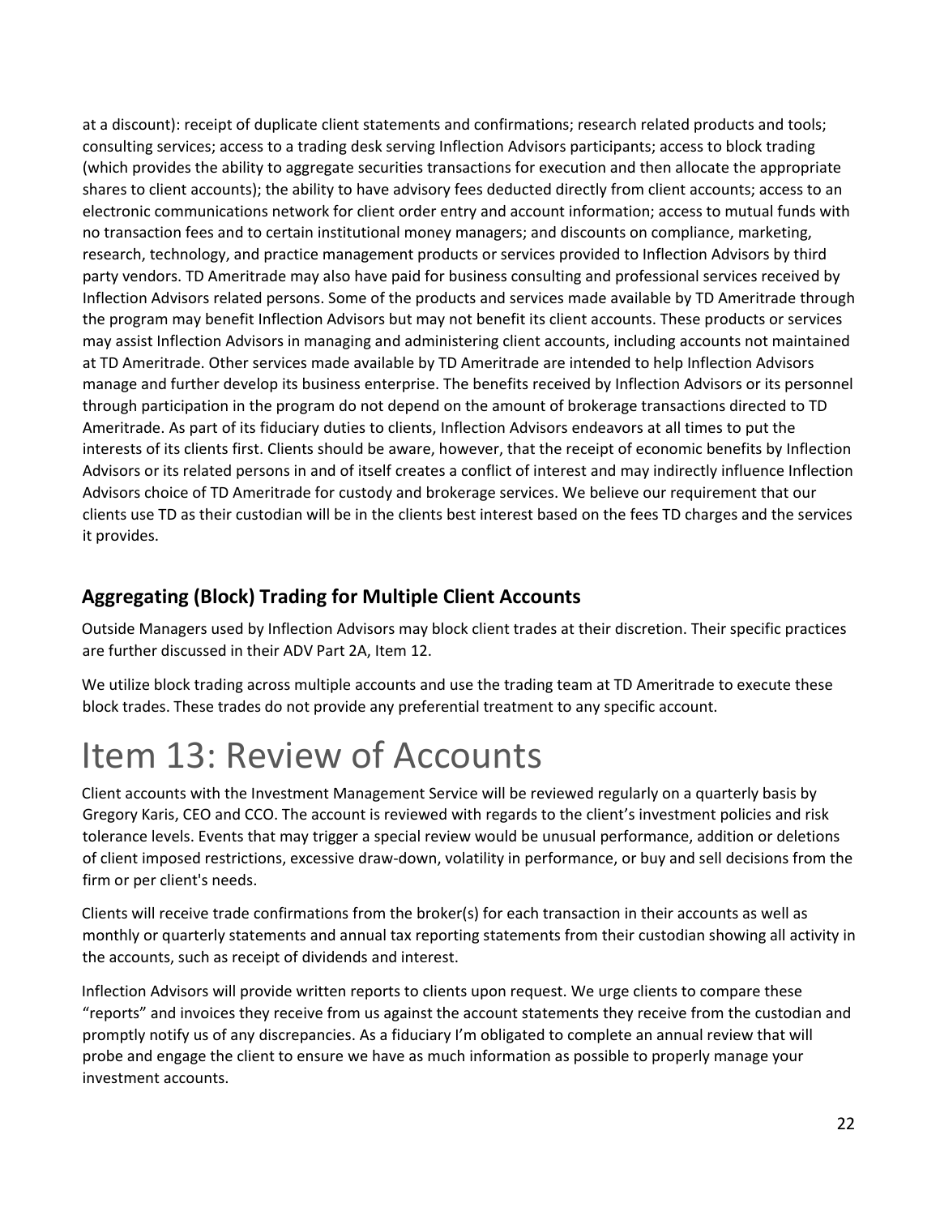at a discount): receipt of duplicate client statements and confirmations; research related products and tools; consulting services; access to a trading desk serving Inflection Advisors participants; access to block trading (which provides the ability to aggregate securities transactions for execution and then allocate the appropriate shares to client accounts); the ability to have advisory fees deducted directly from client accounts; access to an electronic communications network for client order entry and account information; access to mutual funds with no transaction fees and to certain institutional money managers; and discounts on compliance, marketing, research, technology, and practice management products or services provided to Inflection Advisors by third party vendors. TD Ameritrade may also have paid for business consulting and professional services received by Inflection Advisors related persons. Some of the products and services made available by TD Ameritrade through the program may benefit Inflection Advisors but may not benefit its client accounts. These products or services may assist Inflection Advisors in managing and administering client accounts, including accounts not maintained at TD Ameritrade. Other services made available by TD Ameritrade are intended to help Inflection Advisors manage and further develop its business enterprise. The benefits received by Inflection Advisors or its personnel through participation in the program do not depend on the amount of brokerage transactions directed to TD Ameritrade. As part of its fiduciary duties to clients, Inflection Advisors endeavors at all times to put the interests of its clients first. Clients should be aware, however, that the receipt of economic benefits by Inflection Advisors or its related persons in and of itself creates a conflict of interest and may indirectly influence Inflection Advisors choice of TD Ameritrade for custody and brokerage services. We believe our requirement that our clients use TD as their custodian will be in the clients best interest based on the fees TD charges and the services it provides.

## Aggregating (Block) Trading for Multiple Client Accounts

Outside Managers used by Inflection Advisors may block client trades at their discretion. Their specific practices are further discussed in their ADV Part 2A, Item 12.

We utilize block trading across multiple accounts and use the trading team at TD Ameritrade to execute these block trades. These trades do not provide any preferential treatment to any specific account.

# Item 13: Review of Accounts

Client accounts with the Investment Management Service will be reviewed regularly on a quarterly basis by Gregory Karis, CEO and CCO. The account is reviewed with regards to the client's investment policies and risk tolerance levels. Events that may trigger a special review would be unusual performance, addition or deletions of client imposed restrictions, excessive draw-down, volatility in performance, or buy and sell decisions from the firm or per client's needs.

Clients will receive trade confirmations from the broker(s) for each transaction in their accounts as well as monthly or quarterly statements and annual tax reporting statements from their custodian showing all activity in the accounts, such as receipt of dividends and interest.

Inflection Advisors will provide written reports to clients upon request. We urge clients to compare these "reports" and invoices they receive from us against the account statements they receive from the custodian and promptly notify us of any discrepancies. As a fiduciary I'm obligated to complete an annual review that will probe and engage the client to ensure we have as much information as possible to properly manage your investment accounts.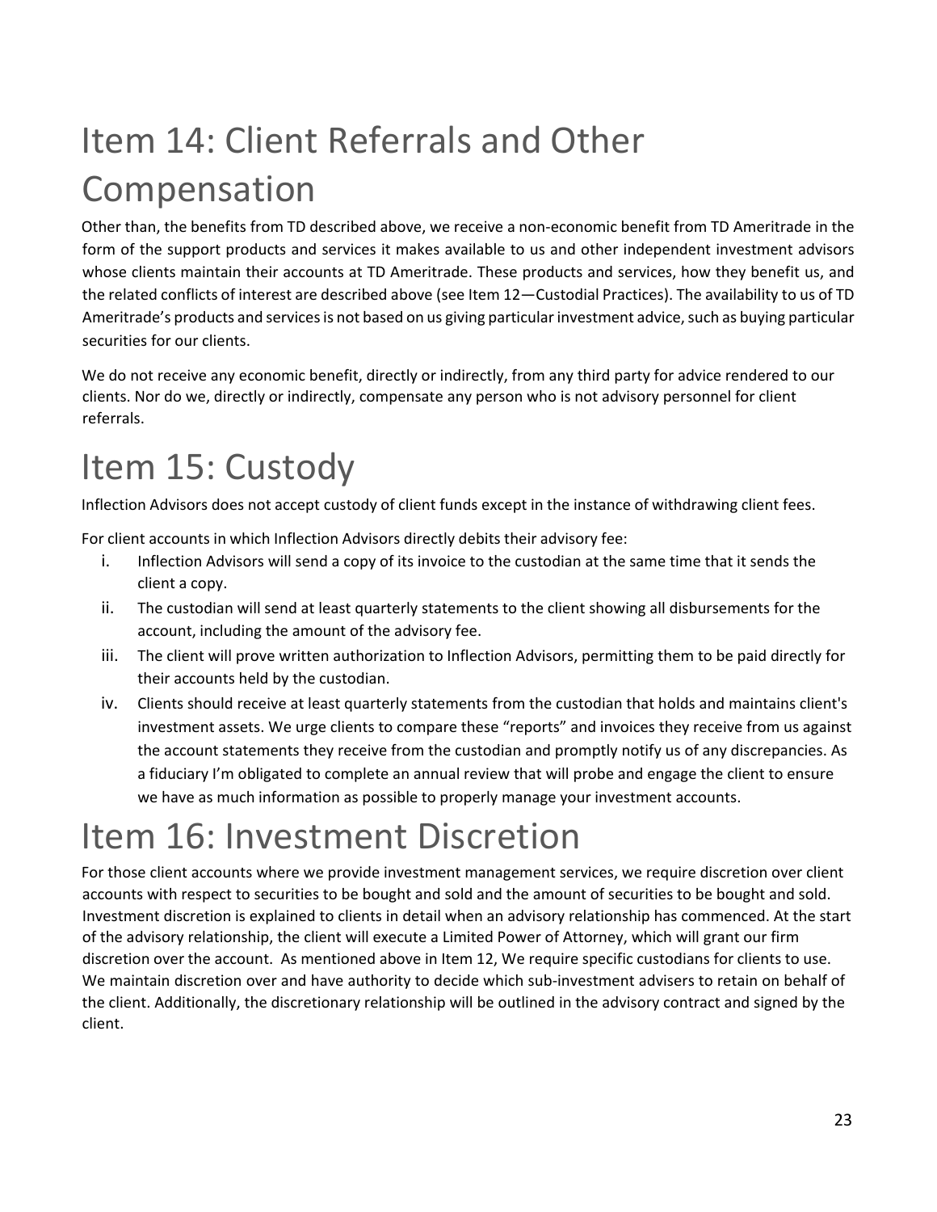# Item 14: Client Referrals and Other Compensation

Other than, the benefits from TD described above, we receive a non-economic benefit from TD Ameritrade in the form of the support products and services it makes available to us and other independent investment advisors whose clients maintain their accounts at TD Ameritrade. These products and services, how they benefit us, and the related conflicts of interest are described above (see Item 12—Custodial Practices). The availability to us of TD Ameritrade's products and services is not based on us giving particular investment advice, such as buying particular securities for our clients.

We do not receive any economic benefit, directly or indirectly, from any third party for advice rendered to our clients. Nor do we, directly or indirectly, compensate any person who is not advisory personnel for client referrals.

# Item 15: Custody

Inflection Advisors does not accept custody of client funds except in the instance of withdrawing client fees.

For client accounts in which Inflection Advisors directly debits their advisory fee:

i. Inflection Advisors will send a copy of its invoice to the custodian at the same time that it sends the client a copy.
ii. The custodian will send at least quarterly statements to the client showing all disbursements for the account, including the amount of the advisory fee.
iii. The client will prove written authorization to Inflection Advisors, permitting them to be paid directly for their accounts held by the custodian.
iv. Clients should receive at least quarterly statements from the custodian that holds and maintains client's investment assets. We urge clients to compare these "reports" and invoices they receive from us against the account statements they receive from the custodian and promptly notify us of any discrepancies. As a fiduciary I'm obligated to complete an annual review that will probe and engage the client to ensure we have as much information as possible to properly manage your investment accounts.

# Item 16: Investment Discretion

For those client accounts where we provide investment management services, we require discretion over client accounts with respect to securities to be bought and sold and the amount of securities to be bought and sold. Investment discretion is explained to clients in detail when an advisory relationship has commenced. At the start of the advisory relationship, the client will execute a Limited Power of Attorney, which will grant our firm discretion over the account. As mentioned above in Item 12, We require specific custodians for clients to use. We maintain discretion over and have authority to decide which sub-investment advisers to retain on behalf of the client. Additionally, the discretionary relationship will be outlined in the advisory contract and signed by the client.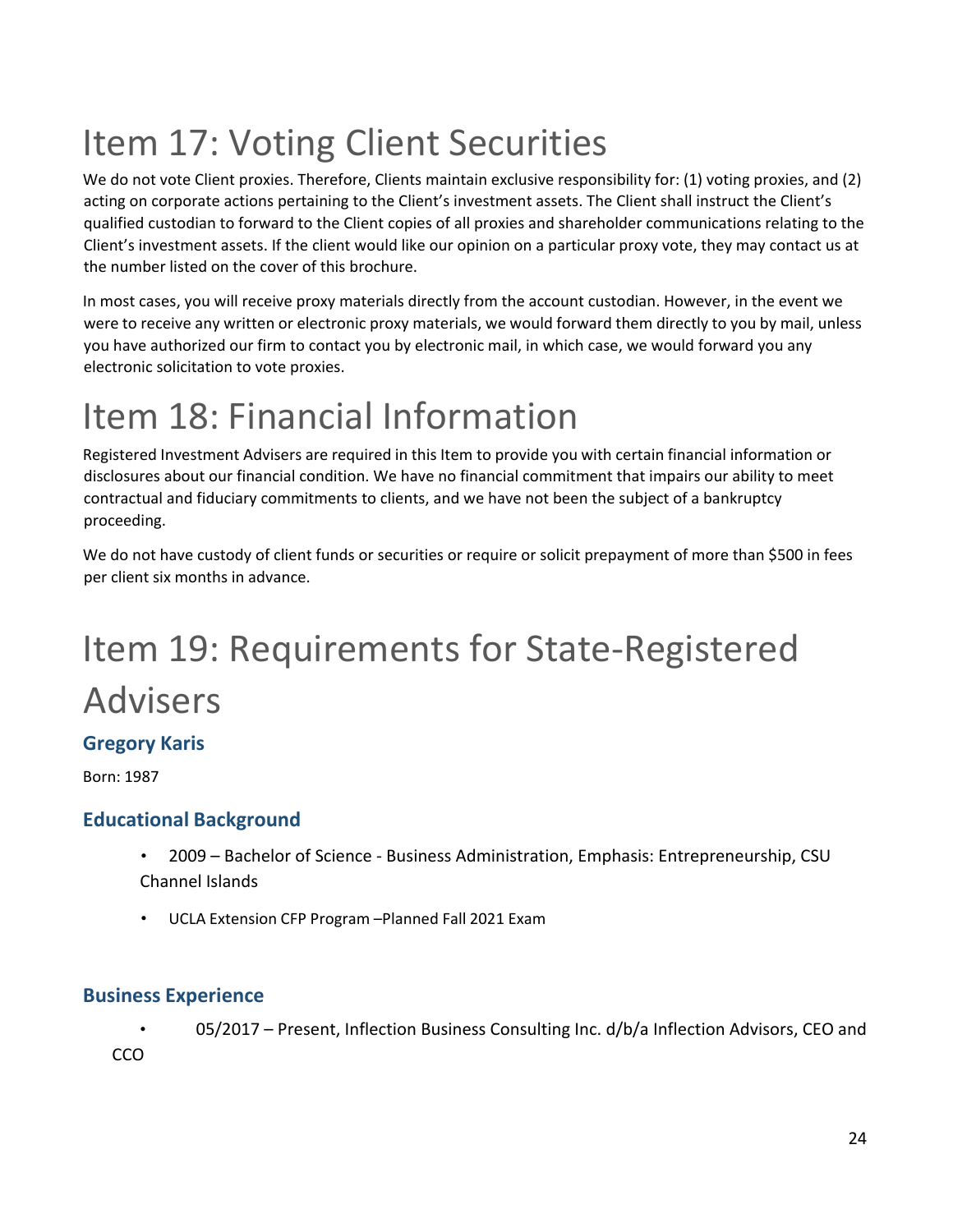# Item 17: Voting Client Securities

We do not vote Client proxies. Therefore, Clients maintain exclusive responsibility for: (1) voting proxies, and (2) acting on corporate actions pertaining to the Client's investment assets. The Client shall instruct the Client's qualified custodian to forward to the Client copies of all proxies and shareholder communications relating to the Client's investment assets. If the client would like our opinion on a particular proxy vote, they may contact us at the number listed on the cover of this brochure.

In most cases, you will receive proxy materials directly from the account custodian. However, in the event we were to receive any written or electronic proxy materials, we would forward them directly to you by mail, unless you have authorized our firm to contact you by electronic mail, in which case, we would forward you any electronic solicitation to vote proxies.

# Item 18: Financial Information

Registered Investment Advisers are required in this Item to provide you with certain financial information or disclosures about our financial condition. We have no financial commitment that impairs our ability to meet contractual and fiduciary commitments to clients, and we have not been the subject of a bankruptcy proceeding.

We do not have custody of client funds or securities or require or solicit prepayment of more than $500 in fees per client six months in advance.

# Item 19: Requirements for State-Registered Advisers

### Gregory Karis

Born: 1987

### Educational Background

- 2009 – Bachelor of Science - Business Administration, Emphasis: Entrepreneurship, CSU Channel Islands
- UCLA Extension CFP Program –Planned Fall 2021 Exam

### Business Experience

- 05/2017 – Present, Inflection Business Consulting Inc. d/b/a Inflection Advisors, CEO and CCO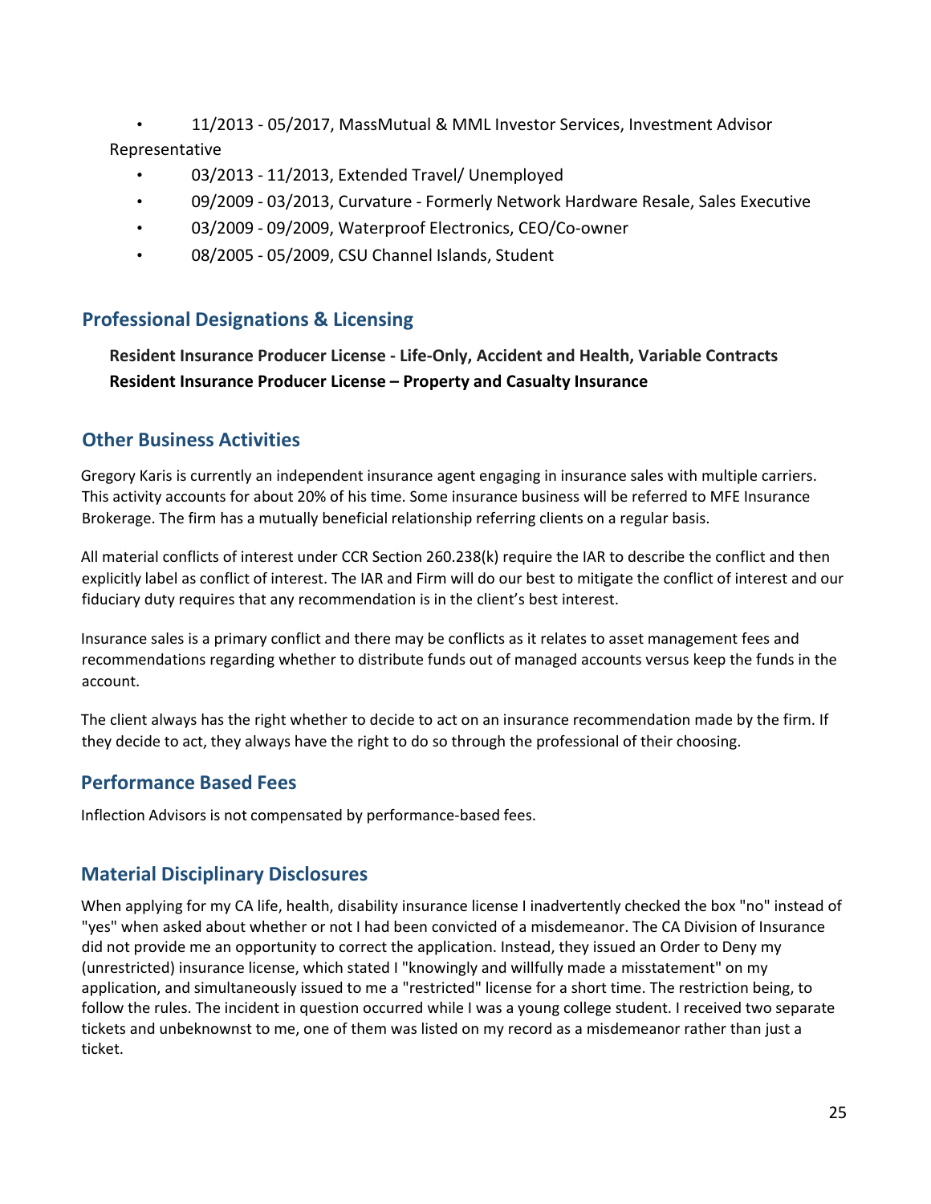- 11/2013 - 05/2017, MassMutual & MML Investor Services, Investment Advisor Representative
- 03/2013 - 11/2013, Extended Travel/ Unemployed
- 09/2009 - 03/2013, Curvature - Formerly Network Hardware Resale, Sales Executive
- 03/2009 - 09/2009, Waterproof Electronics, CEO/Co-owner
- 08/2005 - 05/2009, CSU Channel Islands, Student

## Professional Designations & Licensing

**Resident Insurance Producer License - Life-Only, Accident and Health, Variable Contracts**
**Resident Insurance Producer License – Property and Casualty Insurance**

## Other Business Activities

Gregory Karis is currently an independent insurance agent engaging in insurance sales with multiple carriers. This activity accounts for about 20% of his time. Some insurance business will be referred to MFE Insurance Brokerage. The firm has a mutually beneficial relationship referring clients on a regular basis.

All material conflicts of interest under CCR Section 260.238(k) require the IAR to describe the conflict and then explicitly label as conflict of interest. The IAR and Firm will do our best to mitigate the conflict of interest and our fiduciary duty requires that any recommendation is in the client's best interest.

Insurance sales is a primary conflict and there may be conflicts as it relates to asset management fees and recommendations regarding whether to distribute funds out of managed accounts versus keep the funds in the account.

The client always has the right whether to decide to act on an insurance recommendation made by the firm. If they decide to act, they always have the right to do so through the professional of their choosing.

## Performance Based Fees

Inflection Advisors is not compensated by performance-based fees.

## Material Disciplinary Disclosures

When applying for my CA life, health, disability insurance license I inadvertently checked the box "no" instead of "yes" when asked about whether or not I had been convicted of a misdemeanor. The CA Division of Insurance did not provide me an opportunity to correct the application. Instead, they issued an Order to Deny my (unrestricted) insurance license, which stated I "knowingly and willfully made a misstatement" on my application, and simultaneously issued to me a "restricted" license for a short time. The restriction being, to follow the rules. The incident in question occurred while I was a young college student. I received two separate tickets and unbeknownst to me, one of them was listed on my record as a misdemeanor rather than just a ticket.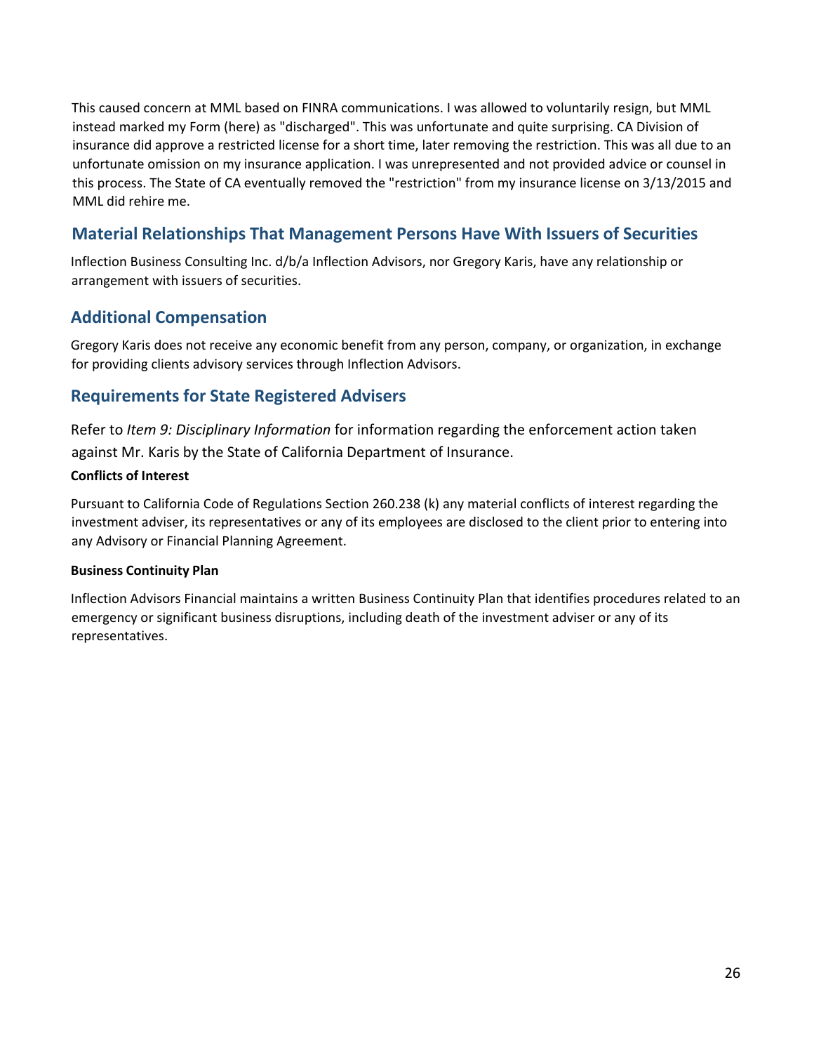This caused concern at MML based on FINRA communications. I was allowed to voluntarily resign, but MML instead marked my Form (here) as "discharged". This was unfortunate and quite surprising. CA Division of insurance did approve a restricted license for a short time, later removing the restriction. This was all due to an unfortunate omission on my insurance application. I was unrepresented and not provided advice or counsel in this process. The State of CA eventually removed the "restriction" from my insurance license on 3/13/2015 and MML did rehire me.

## Material Relationships That Management Persons Have With Issuers of Securities

Inflection Business Consulting Inc. d/b/a Inflection Advisors, nor Gregory Karis, have any relationship or arrangement with issuers of securities.

## Additional Compensation

Gregory Karis does not receive any economic benefit from any person, company, or organization, in exchange for providing clients advisory services through Inflection Advisors.

## Requirements for State Registered Advisers

Refer to *Item 9: Disciplinary Information* for information regarding the enforcement action taken against Mr. Karis by the State of California Department of Insurance.

**Conflicts of Interest**

Pursuant to California Code of Regulations Section 260.238 (k) any material conflicts of interest regarding the investment adviser, its representatives or any of its employees are disclosed to the client prior to entering into any Advisory or Financial Planning Agreement.

**Business Continuity Plan**

Inflection Advisors Financial maintains a written Business Continuity Plan that identifies procedures related to an emergency or significant business disruptions, including death of the investment adviser or any of its representatives.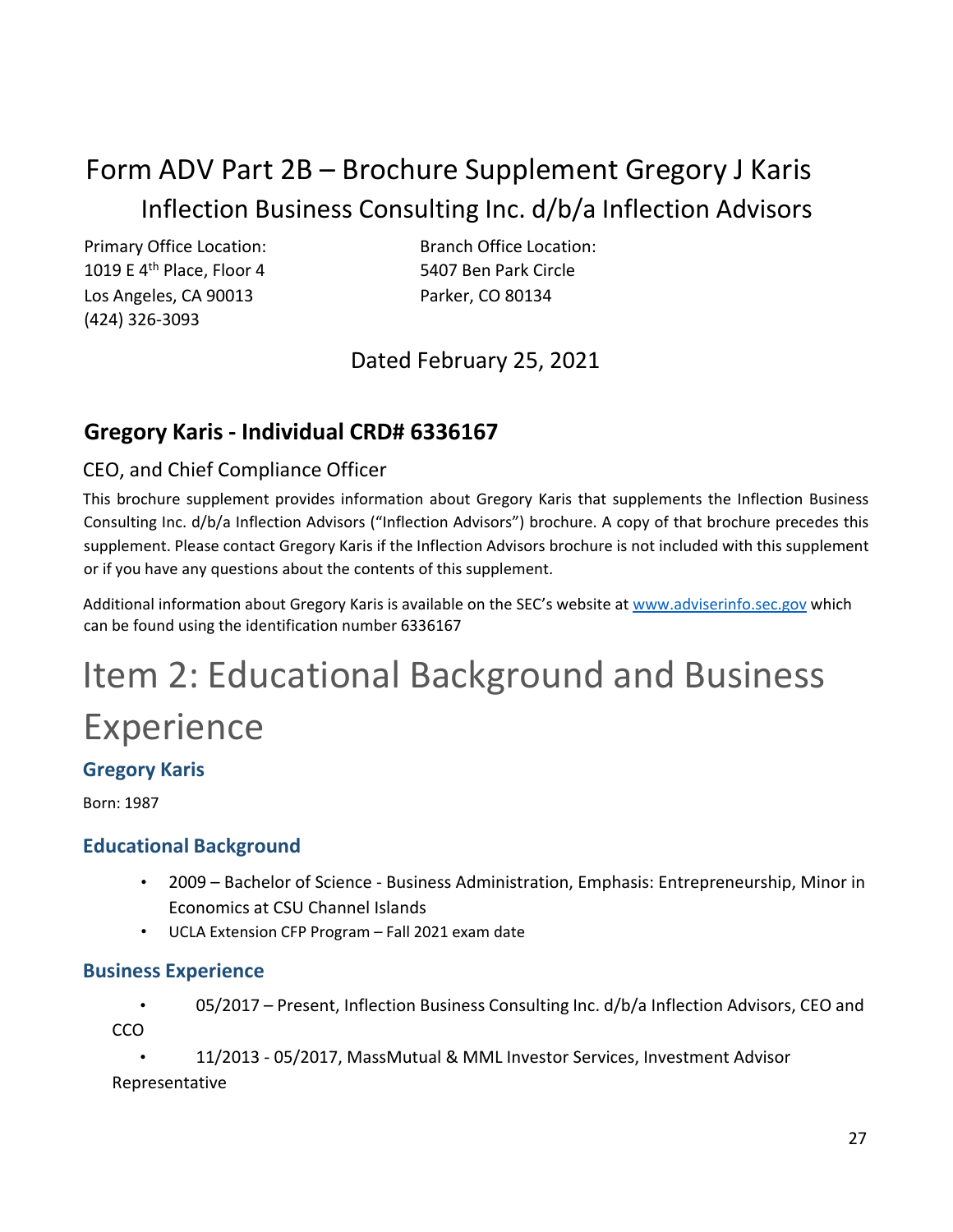# Form ADV Part 2B – Brochure Supplement Gregory J Karis

## Inflection Business Consulting Inc. d/b/a Inflection Advisors

Primary Office Location:
1019 E 4th Place, Floor 4
Los Angeles, CA 90013
(424) 326-3093

Branch Office Location:
5407 Ben Park Circle
Parker, CO 80134

Dated February 25, 2021

## Gregory Karis - Individual CRD# 6336167

### CEO, and Chief Compliance Officer

This brochure supplement provides information about Gregory Karis that supplements the Inflection Business Consulting Inc. d/b/a Inflection Advisors ("Inflection Advisors") brochure. A copy of that brochure precedes this supplement. Please contact Gregory Karis if the Inflection Advisors brochure is not included with this supplement or if you have any questions about the contents of this supplement.

Additional information about Gregory Karis is available on the SEC's website at www.adviserinfo.sec.gov which can be found using the identification number 6336167

# Item 2: Educational Background and Business Experience

### Gregory Karis

Born: 1987

### Educational Background

- 2009 – Bachelor of Science - Business Administration, Emphasis: Entrepreneurship, Minor in Economics at CSU Channel Islands
- UCLA Extension CFP Program – Fall 2021 exam date

### Business Experience

- 05/2017 – Present, Inflection Business Consulting Inc. d/b/a Inflection Advisors, CEO and CCO
- 11/2013 - 05/2017, MassMutual & MML Investor Services, Investment Advisor Representative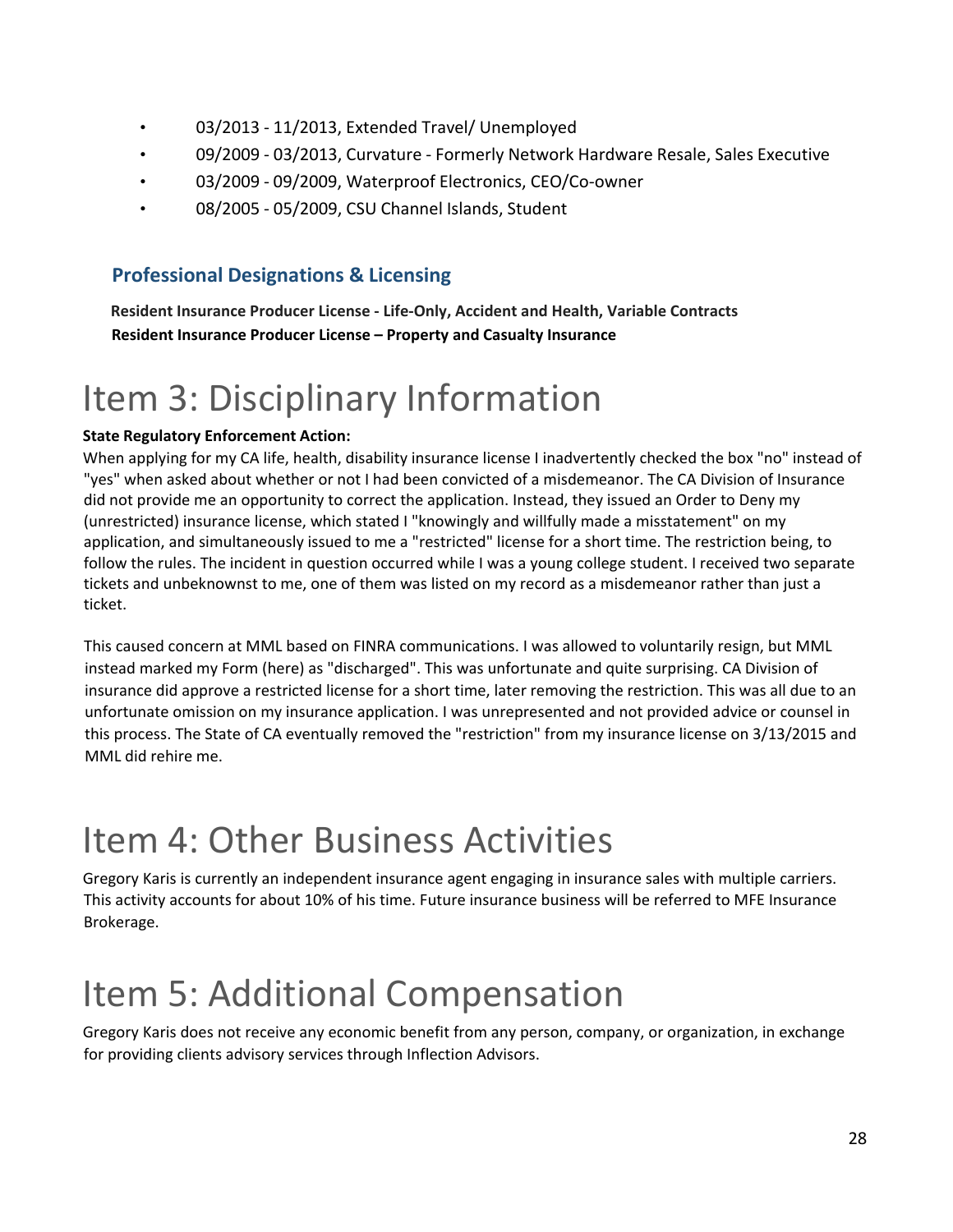- 03/2013 - 11/2013, Extended Travel/ Unemployed
- 09/2009 - 03/2013, Curvature - Formerly Network Hardware Resale, Sales Executive
- 03/2009 - 09/2009, Waterproof Electronics, CEO/Co-owner
- 08/2005 - 05/2009, CSU Channel Islands, Student

### Professional Designations & Licensing

**Resident Insurance Producer License - Life-Only, Accident and Health, Variable Contracts**
**Resident Insurance Producer License – Property and Casualty Insurance**

# Item 3: Disciplinary Information

**State Regulatory Enforcement Action:**
When applying for my CA life, health, disability insurance license I inadvertently checked the box "no" instead of "yes" when asked about whether or not I had been convicted of a misdemeanor. The CA Division of Insurance did not provide me an opportunity to correct the application. Instead, they issued an Order to Deny my (unrestricted) insurance license, which stated I "knowingly and willfully made a misstatement" on my application, and simultaneously issued to me a "restricted" license for a short time. The restriction being, to follow the rules. The incident in question occurred while I was a young college student. I received two separate tickets and unbeknownst to me, one of them was listed on my record as a misdemeanor rather than just a ticket.

This caused concern at MML based on FINRA communications. I was allowed to voluntarily resign, but MML instead marked my Form (here) as "discharged". This was unfortunate and quite surprising. CA Division of insurance did approve a restricted license for a short time, later removing the restriction. This was all due to an unfortunate omission on my insurance application. I was unrepresented and not provided advice or counsel in this process. The State of CA eventually removed the "restriction" from my insurance license on 3/13/2015 and MML did rehire me.

# Item 4: Other Business Activities

Gregory Karis is currently an independent insurance agent engaging in insurance sales with multiple carriers. This activity accounts for about 10% of his time. Future insurance business will be referred to MFE Insurance Brokerage.

# Item 5: Additional Compensation

Gregory Karis does not receive any economic benefit from any person, company, or organization, in exchange for providing clients advisory services through Inflection Advisors.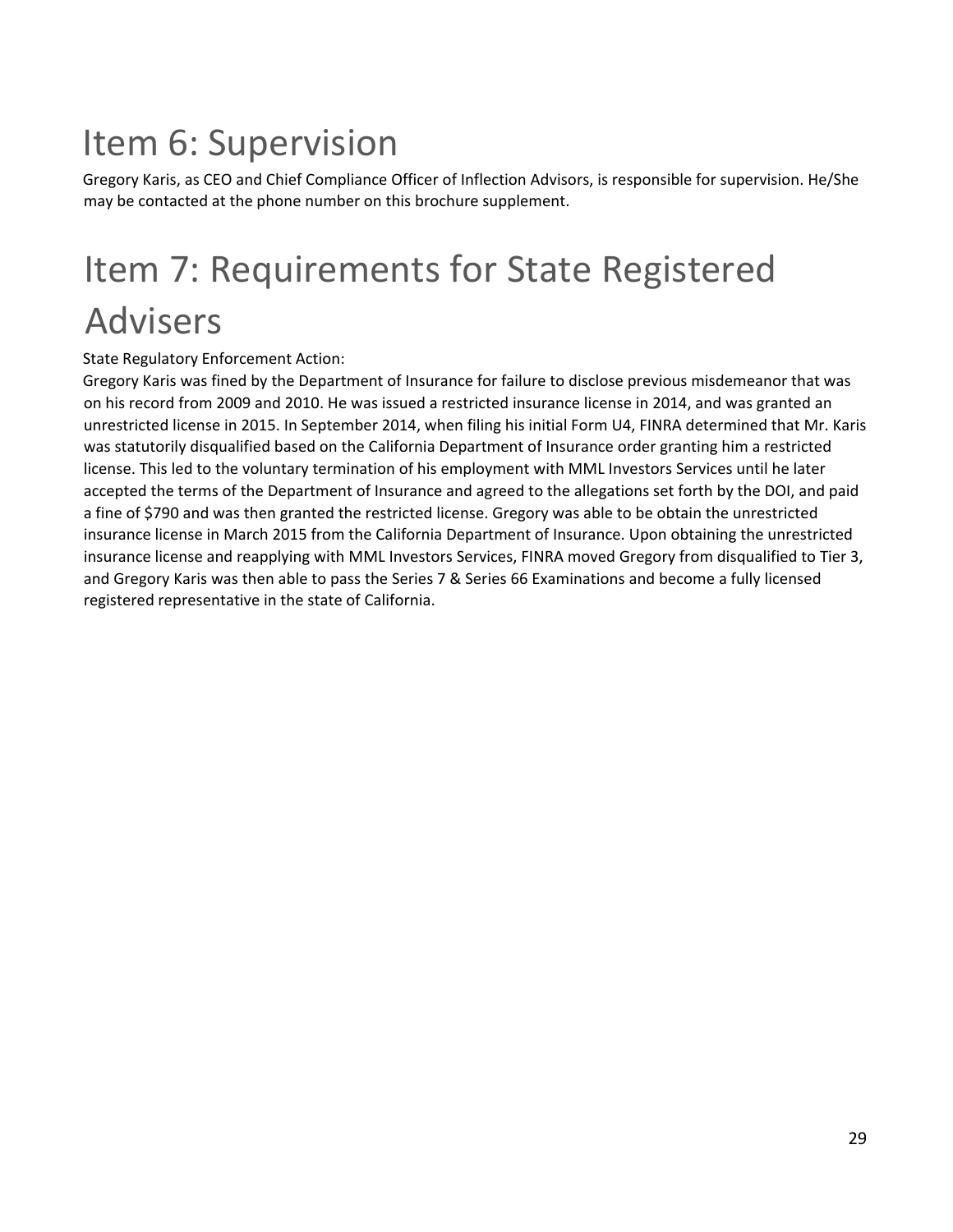# Item 6: Supervision

Gregory Karis, as CEO and Chief Compliance Officer of Inflection Advisors, is responsible for supervision. He/She may be contacted at the phone number on this brochure supplement.

# Item 7: Requirements for State Registered Advisers

State Regulatory Enforcement Action:

Gregory Karis was fined by the Department of Insurance for failure to disclose previous misdemeanor that was on his record from 2009 and 2010. He was issued a restricted insurance license in 2014, and was granted an unrestricted license in 2015. In September 2014, when filing his initial Form U4, FINRA determined that Mr. Karis was statutorily disqualified based on the California Department of Insurance order granting him a restricted license. This led to the voluntary termination of his employment with MML Investors Services until he later accepted the terms of the Department of Insurance and agreed to the allegations set forth by the DOI, and paid a fine of $790 and was then granted the restricted license. Gregory was able to be obtain the unrestricted insurance license in March 2015 from the California Department of Insurance. Upon obtaining the unrestricted insurance license and reapplying with MML Investors Services, FINRA moved Gregory from disqualified to Tier 3, and Gregory Karis was then able to pass the Series 7 & Series 66 Examinations and become a fully licensed registered representative in the state of California.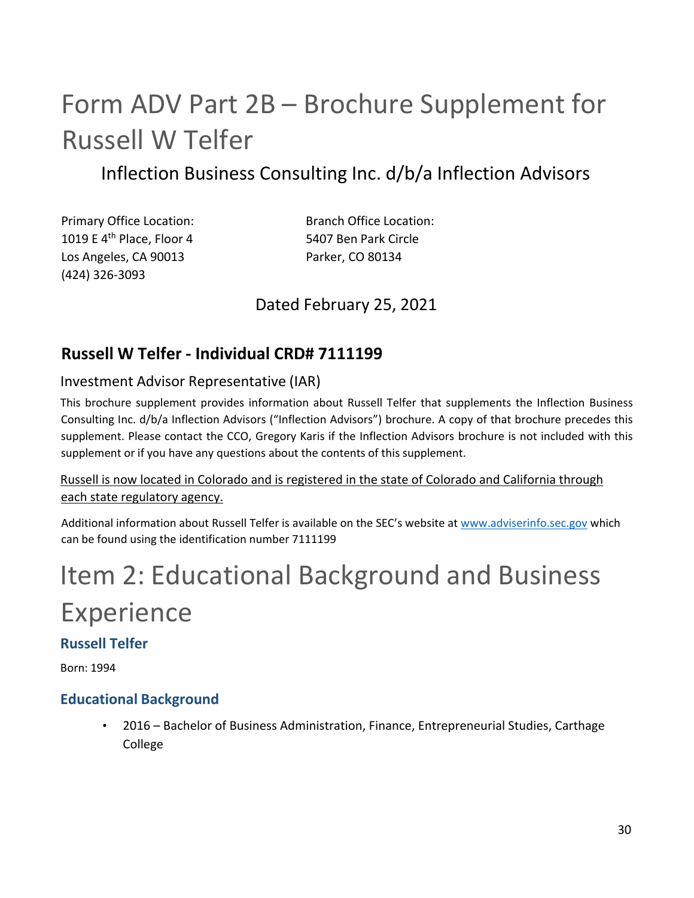# Form ADV Part 2B – Brochure Supplement for Russell W Telfer

## Inflection Business Consulting Inc. d/b/a Inflection Advisors

Primary Office Location:
1019 E 4th Place, Floor 4
Los Angeles, CA 90013
(424) 326-3093

Branch Office Location:
5407 Ben Park Circle
Parker, CO 80134

Dated February 25, 2021

## Russell W Telfer - Individual CRD# 7111199

### Investment Advisor Representative (IAR)

This brochure supplement provides information about Russell Telfer that supplements the Inflection Business Consulting Inc. d/b/a Inflection Advisors ("Inflection Advisors") brochure. A copy of that brochure precedes this supplement. Please contact the CCO, Gregory Karis if the Inflection Advisors brochure is not included with this supplement or if you have any questions about the contents of this supplement.

Russell is now located in Colorado and is registered in the state of Colorado and California through each state regulatory agency.

Additional information about Russell Telfer is available on the SEC's website at www.adviserinfo.sec.gov which can be found using the identification number 7111199

# Item 2: Educational Background and Business Experience

### Russell Telfer

Born: 1994

### Educational Background

- 2016 – Bachelor of Business Administration, Finance, Entrepreneurial Studies, Carthage College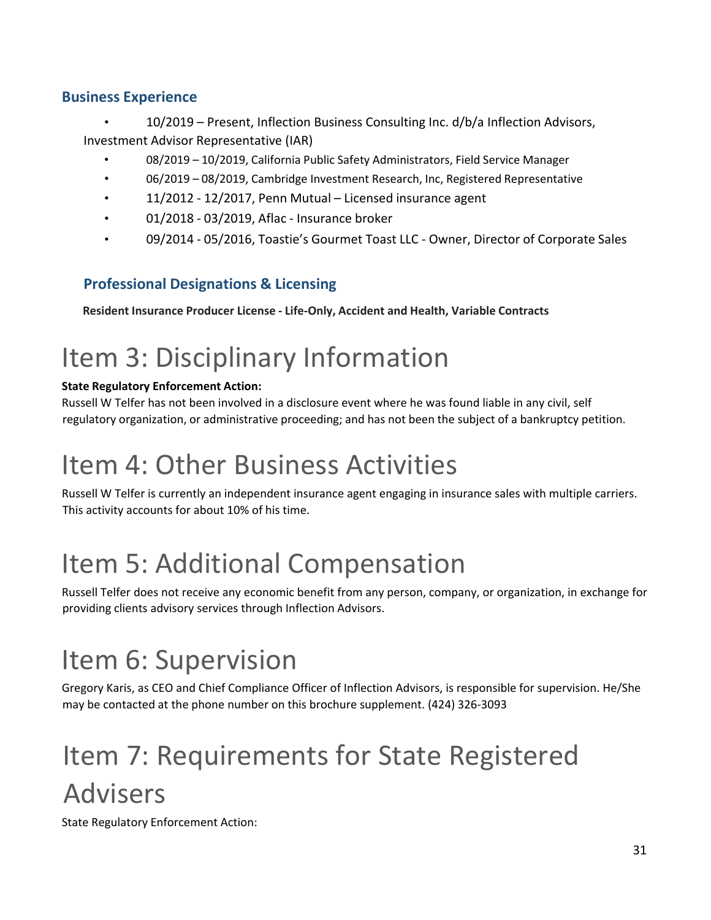### Business Experience

- 10/2019 – Present, Inflection Business Consulting Inc. d/b/a Inflection Advisors, Investment Advisor Representative (IAR)
- 08/2019 – 10/2019, California Public Safety Administrators, Field Service Manager
- 06/2019 – 08/2019, Cambridge Investment Research, Inc, Registered Representative
- 11/2012 - 12/2017, Penn Mutual – Licensed insurance agent
- 01/2018 - 03/2019, Aflac - Insurance broker
- 09/2014 - 05/2016, Toastie's Gourmet Toast LLC - Owner, Director of Corporate Sales

### Professional Designations & Licensing

**Resident Insurance Producer License - Life-Only, Accident and Health, Variable Contracts**

# Item 3: Disciplinary Information

**State Regulatory Enforcement Action:**

Russell W Telfer has not been involved in a disclosure event where he was found liable in any civil, self regulatory organization, or administrative proceeding; and has not been the subject of a bankruptcy petition.

# Item 4: Other Business Activities

Russell W Telfer is currently an independent insurance agent engaging in insurance sales with multiple carriers. This activity accounts for about 10% of his time.

# Item 5: Additional Compensation

Russell Telfer does not receive any economic benefit from any person, company, or organization, in exchange for providing clients advisory services through Inflection Advisors.

# Item 6: Supervision

Gregory Karis, as CEO and Chief Compliance Officer of Inflection Advisors, is responsible for supervision. He/She may be contacted at the phone number on this brochure supplement. (424) 326-3093

# Item 7: Requirements for State Registered Advisers

State Regulatory Enforcement Action: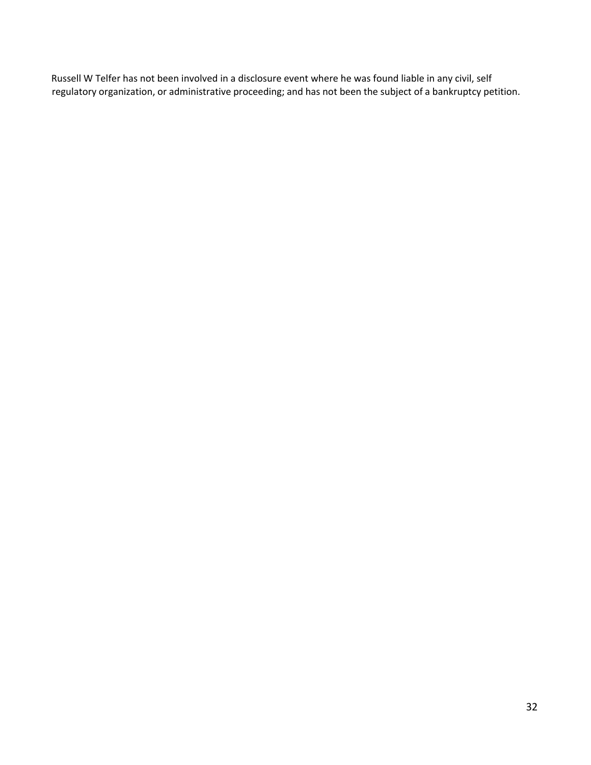Russell W Telfer has not been involved in a disclosure event where he was found liable in any civil, self regulatory organization, or administrative proceeding; and has not been the subject of a bankruptcy petition.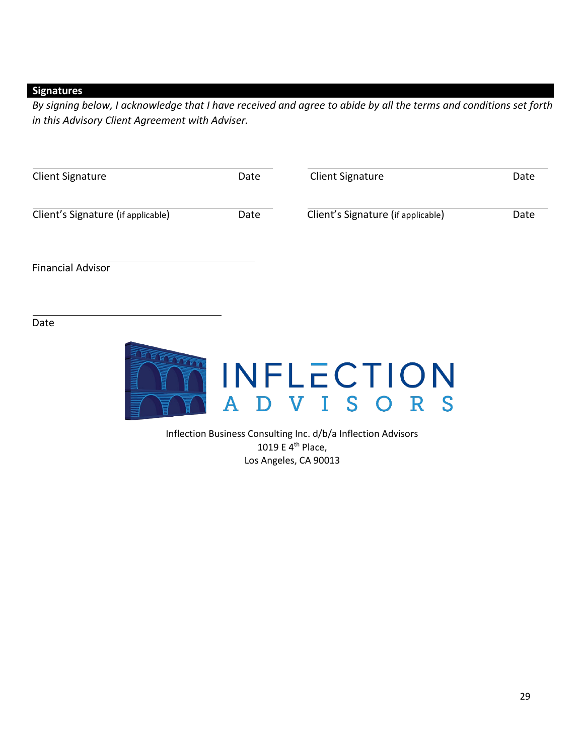## Signatures

*By signing below, I acknowledge that I have received and agree to abide by all the terms and conditions set forth in this Advisory Client Agreement with Adviser.*

Client Signature　　　　　　　　Date　　　　　Client Signature　　　　　　　　Date

Client's Signature (if applicable)　　Date　　　　　Client's Signature (if applicable)　　Date

Financial Advisor

Date

INFLECTION ADVISORS

Inflection Business Consulting Inc. d/b/a Inflection Advisors
1019 E 4th Place,
Los Angeles, CA 90013